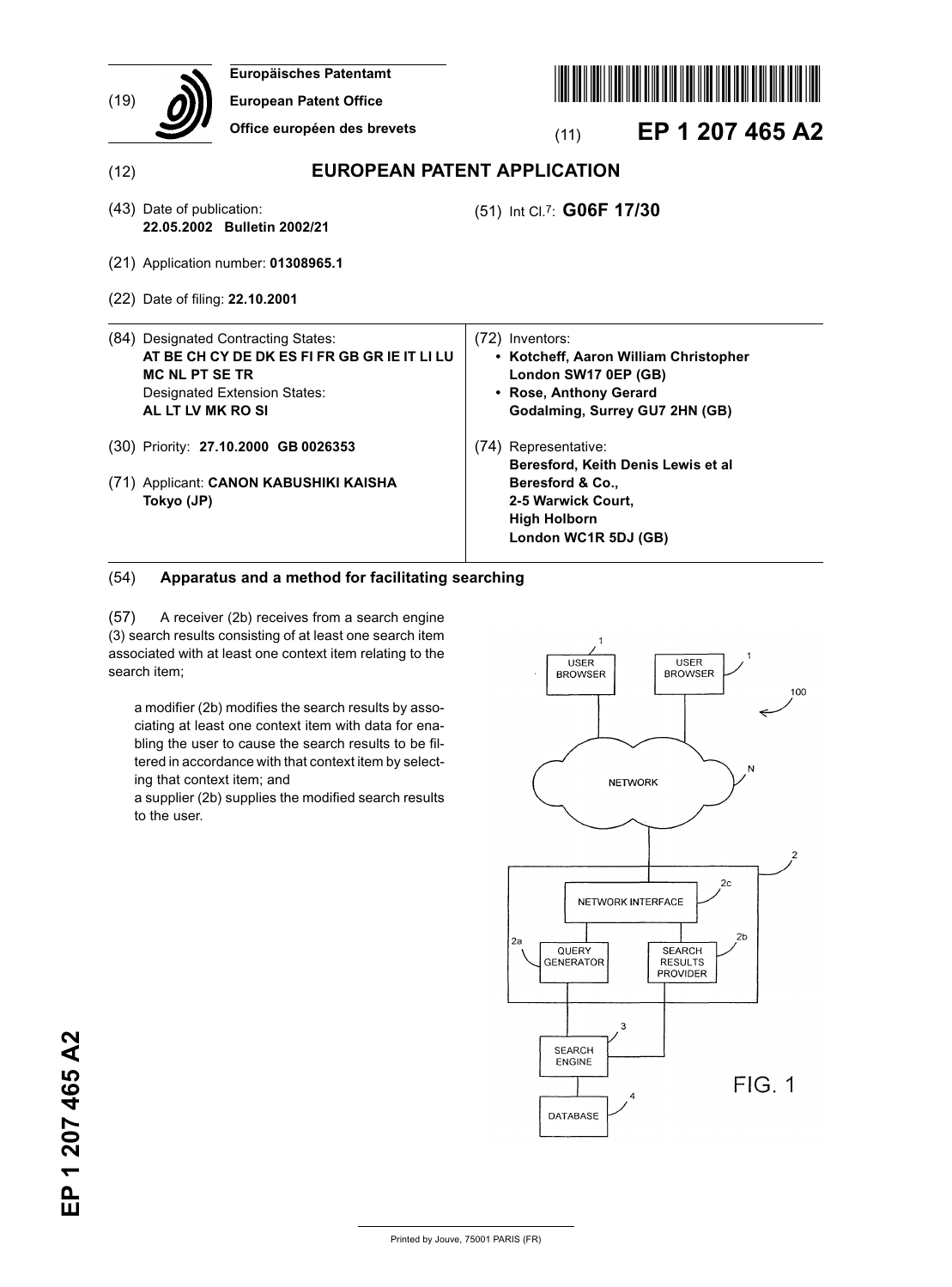(19) Europäisches Patentamt
European Patent Office
Office européen des brevets

(11) **EP 1 207 465 A2**

(12) **EUROPEAN PATENT APPLICATION**

(43) Date of publication:
**22.05.2002 Bulletin 2002/21**

(51) Int Cl.[7]: **G06F 17/30**

(21) Application number: **01308965.1**

(22) Date of filing: **22.10.2001**

(84) Designated Contracting States:
**AT BE CH CY DE DK ES FI FR GB GR IE IT LI LU MC NL PT SE TR**
Designated Extension States:
**AL LT LV MK RO SI**

(30) Priority: **27.10.2000 GB 0026353**

(71) Applicant: **CANON KABUSHIKI KAISHA**
**Tokyo (JP)**

(72) Inventors:
- **Kotcheff, Aaron William Christopher**
  **London SW17 0EP (GB)**
- **Rose, Anthony Gerard**
  **Godalming, Surrey GU7 2HN (GB)**

(74) Representative:
**Beresford, Keith Denis Lewis et al**
**Beresford & Co.,**
**2-5 Warwick Court,**
**High Holborn**
**London WC1R 5DJ (GB)**

(54) **Apparatus and a method for facilitating searching**

(57) A receiver (2b) receives from a search engine (3) search results consisting of at least one search item associated with at least one context item relating to the search item;

a modifier (2b) modifies the search results by associating at least one context item with data for enabling the user to cause the search results to be filtered in accordance with that context item by selecting that context item; and
a supplier (2b) supplies the modified search results to the user.

FIG. 1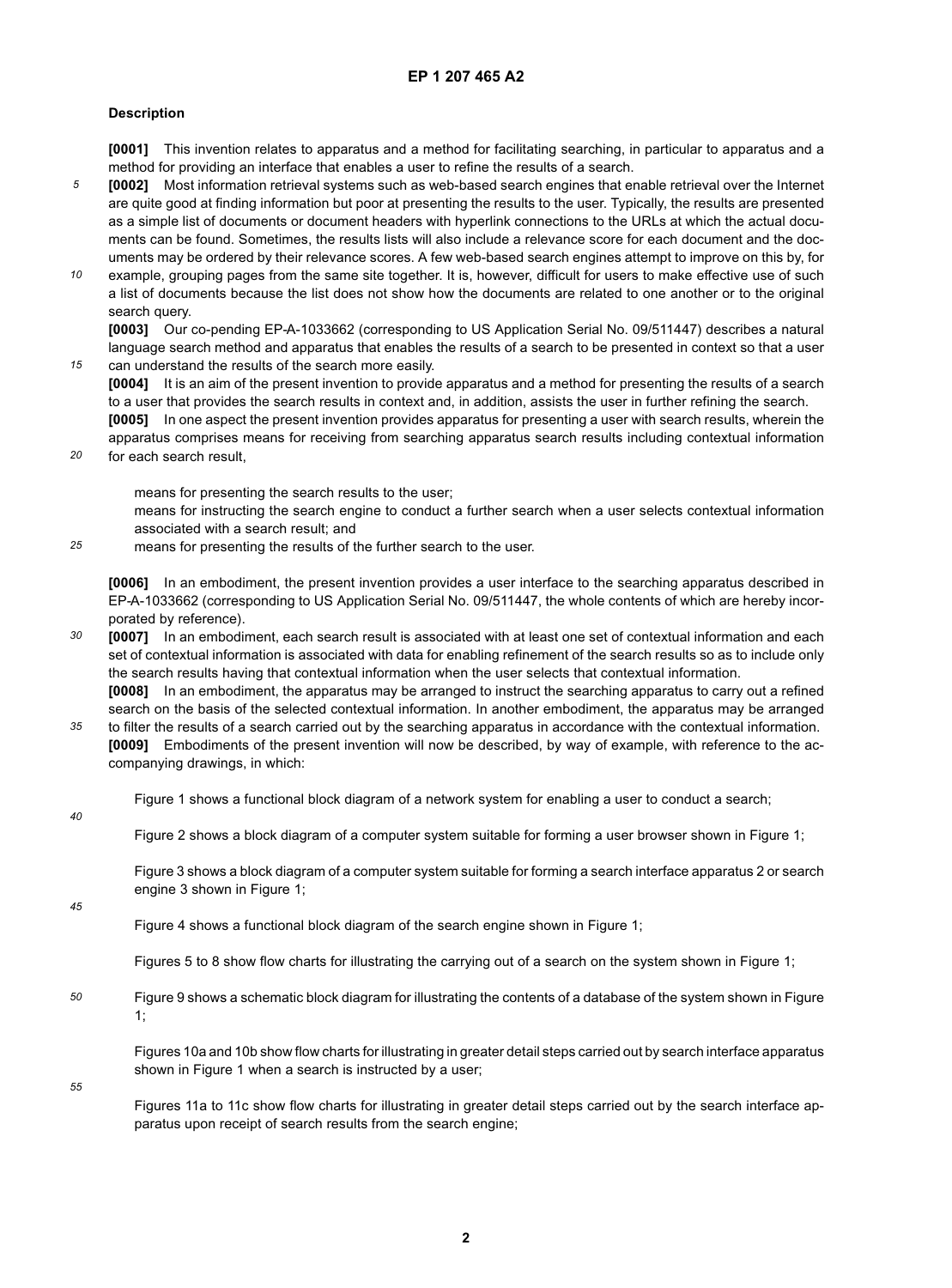## Description

**[0001]** This invention relates to apparatus and a method for facilitating searching, in particular to apparatus and a method for providing an interface that enables a user to refine the results of a search.

**[0002]** Most information retrieval systems such as web-based search engines that enable retrieval over the Internet are quite good at finding information but poor at presenting the results to the user. Typically, the results are presented as a simple list of documents or document headers with hyperlink connections to the URLs at which the actual documents can be found. Sometimes, the results lists will also include a relevance score for each document and the documents may be ordered by their relevance scores. A few web-based search engines attempt to improve on this by, for example, grouping pages from the same site together. It is, however, difficult for users to make effective use of such a list of documents because the list does not show how the documents are related to one another or to the original search query.

**[0003]** Our co-pending EP-A-1033662 (corresponding to US Application Serial No. 09/511447) describes a natural language search method and apparatus that enables the results of a search to be presented in context so that a user can understand the results of the search more easily.

**[0004]** It is an aim of the present invention to provide apparatus and a method for presenting the results of a search to a user that provides the search results in context and, in addition, assists the user in further refining the search.

**[0005]** In one aspect the present invention provides apparatus for presenting a user with search results, wherein the apparatus comprises means for receiving from searching apparatus search results including contextual information for each search result,

means for presenting the search results to the user;

means for instructing the search engine to conduct a further search when a user selects contextual information associated with a search result; and

means for presenting the results of the further search to the user.

**[0006]** In an embodiment, the present invention provides a user interface to the searching apparatus described in EP-A-1033662 (corresponding to US Application Serial No. 09/511447, the whole contents of which are hereby incorporated by reference).

**[0007]** In an embodiment, each search result is associated with at least one set of contextual information and each set of contextual information is associated with data for enabling refinement of the search results so as to include only the search results having that contextual information when the user selects that contextual information.

**[0008]** In an embodiment, the apparatus may be arranged to instruct the searching apparatus to carry out a refined search on the basis of the selected contextual information. In another embodiment, the apparatus may be arranged to filter the results of a search carried out by the searching apparatus in accordance with the contextual information.

**[0009]** Embodiments of the present invention will now be described, by way of example, with reference to the accompanying drawings, in which:

Figure 1 shows a functional block diagram of a network system for enabling a user to conduct a search;

Figure 2 shows a block diagram of a computer system suitable for forming a user browser shown in Figure 1;

Figure 3 shows a block diagram of a computer system suitable for forming a search interface apparatus 2 or search engine 3 shown in Figure 1;

Figure 4 shows a functional block diagram of the search engine shown in Figure 1;

Figures 5 to 8 show flow charts for illustrating the carrying out of a search on the system shown in Figure 1;

Figure 9 shows a schematic block diagram for illustrating the contents of a database of the system shown in Figure 1;

Figures 10a and 10b show flow charts for illustrating in greater detail steps carried out by search interface apparatus shown in Figure 1 when a search is instructed by a user;

Figures 11a to 11c show flow charts for illustrating in greater detail steps carried out by the search interface apparatus upon receipt of search results from the search engine;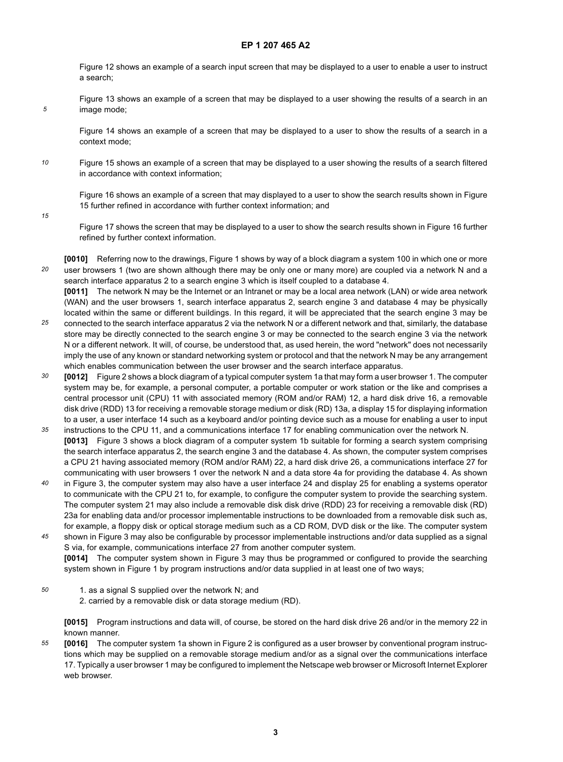Figure 12 shows an example of a search input screen that may be displayed to a user to enable a user to instruct a search;

Figure 13 shows an example of a screen that may be displayed to a user showing the results of a search in an image mode;

Figure 14 shows an example of a screen that may be displayed to a user to show the results of a search in a context mode;

Figure 15 shows an example of a screen that may be displayed to a user showing the results of a search filtered in accordance with context information;

Figure 16 shows an example of a screen that may displayed to a user to show the search results shown in Figure 15 further refined in accordance with further context information; and

Figure 17 shows the screen that may be displayed to a user to show the search results shown in Figure 16 further refined by further context information.

**[0010]** Referring now to the drawings, Figure 1 shows by way of a block diagram a system 100 in which one or more user browsers 1 (two are shown although there may be only one or many more) are coupled via a network N and a search interface apparatus 2 to a search engine 3 which is itself coupled to a database 4.

**[0011]** The network N may be the Internet or an Intranet or may be a local area network (LAN) or wide area network (WAN) and the user browsers 1, search interface apparatus 2, search engine 3 and database 4 may be physically located within the same or different buildings. In this regard, it will be appreciated that the search engine 3 may be connected to the search interface apparatus 2 via the network N or a different network and that, similarly, the database store may be directly connected to the search engine 3 or may be connected to the search engine 3 via the network N or a different network. It will, of course, be understood that, as used herein, the word "network" does not necessarily imply the use of any known or standard networking system or protocol and that the network N may be any arrangement which enables communication between the user browser and the search interface apparatus.

**[0012]** Figure 2 shows a block diagram of a typical computer system 1a that may form a user browser 1. The computer system may be, for example, a personal computer, a portable computer or work station or the like and comprises a central processor unit (CPU) 11 with associated memory (ROM and/or RAM) 12, a hard disk drive 16, a removable disk drive (RDD) 13 for receiving a removable storage medium or disk (RD) 13a, a display 15 for displaying information to a user, a user interface 14 such as a keyboard and/or pointing device such as a mouse for enabling a user to input instructions to the CPU 11, and a communications interface 17 for enabling communication over the network N.

**[0013]** Figure 3 shows a block diagram of a computer system 1b suitable for forming a search system comprising the search interface apparatus 2, the search engine 3 and the database 4. As shown, the computer system comprises a CPU 21 having associated memory (ROM and/or RAM) 22, a hard disk drive 26, a communications interface 27 for communicating with user browsers 1 over the network N and a data store 4a for providing the database 4. As shown in Figure 3, the computer system may also have a user interface 24 and display 25 for enabling a systems operator to communicate with the CPU 21 to, for example, to configure the computer system to provide the searching system. The computer system 21 may also include a removable disk disk drive (RDD) 23 for receiving a removable disk (RD) 23a for enabling data and/or processor implementable instructions to be downloaded from a removable disk such as, for example, a floppy disk or optical storage medium such as a CD ROM, DVD disk or the like. The computer system shown in Figure 3 may also be configurable by processor implementable instructions and/or data supplied as a signal S via, for example, communications interface 27 from another computer system.

**[0014]** The computer system shown in Figure 3 may thus be programmed or configured to provide the searching system shown in Figure 1 by program instructions and/or data supplied in at least one of two ways;

1. as a signal S supplied over the network N; and
2. carried by a removable disk or data storage medium (RD).

**[0015]** Program instructions and data will, of course, be stored on the hard disk drive 26 and/or in the memory 22 in known manner.

**[0016]** The computer system 1a shown in Figure 2 is configured as a user browser by conventional program instructions which may be supplied on a removable storage medium and/or as a signal over the communications interface 17. Typically a user browser 1 may be configured to implement the Netscape web browser or Microsoft Internet Explorer web browser.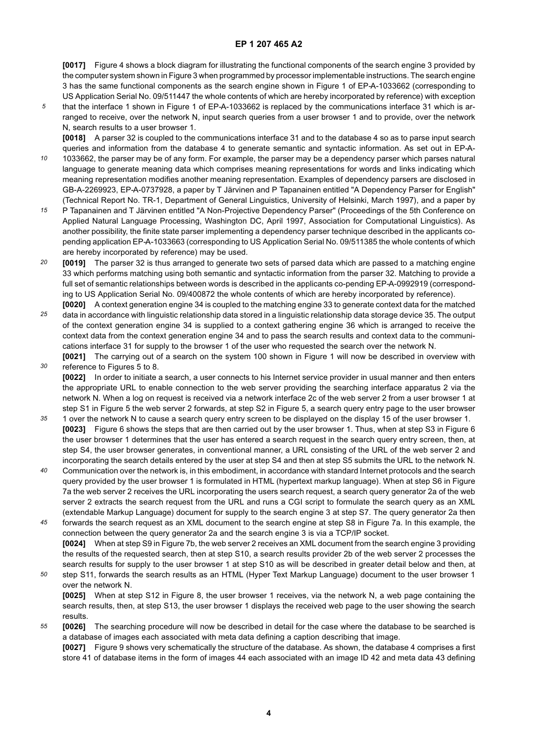**[0017]** Figure 4 shows a block diagram for illustrating the functional components of the search engine 3 provided by the computer system shown in Figure 3 when programmed by processor implementable instructions. The search engine 3 has the same functional components as the search engine shown in Figure 1 of EP-A-1033662 (corresponding to US Application Serial No. 09/511447 the whole contents of which are hereby incorporated by reference) with exception that the interface 1 shown in Figure 1 of EP-A-1033662 is replaced by the communications interface 31 which is arranged to receive, over the network N, input search queries from a user browser 1 and to provide, over the network N, search results to a user browser 1.

**[0018]** A parser 32 is coupled to the communications interface 31 and to the database 4 so as to parse input search queries and information from the database 4 to generate semantic and syntactic information. As set out in EP-A-1033662, the parser may be of any form. For example, the parser may be a dependency parser which parses natural language to generate meaning data which comprises meaning representations for words and links indicating which meaning representation modifies another meaning representation. Examples of dependency parsers are disclosed in GB-A-2269923, EP-A-0737928, a paper by T Järvinen and P Tapanainen entitled "A Dependency Parser for English" (Technical Report No. TR-1, Department of General Linguistics, University of Helsinki, March 1997), and a paper by P Tapanainen and T Järvinen entitled "A Non-Projective Dependency Parser" (Proceedings of the 5th Conference on Applied Natural Language Processing, Washington DC, April 1997, Association for Computational Linguistics). As another possibility, the finite state parser implementing a dependency parser technique described in the applicants co-pending application EP-A-1033663 (corresponding to US Application Serial No. 09/511385 the whole contents of which are hereby incorporated by reference) may be used.

**[0019]** The parser 32 is thus arranged to generate two sets of parsed data which are passed to a matching engine 33 which performs matching using both semantic and syntactic information from the parser 32. Matching to provide a full set of semantic relationships between words is described in the applicants co-pending EP-A-0992919 (corresponding to US Application Serial No. 09/400872 the whole contents of which are hereby incorporated by reference).

**[0020]** A context generation engine 34 is coupled to the matching engine 33 to generate context data for the matched data in accordance with linguistic relationship data stored in a linguistic relationship data storage device 35. The output of the context generation engine 34 is supplied to a context gathering engine 36 which is arranged to receive the context data from the context generation engine 34 and to pass the search results and context data to the communications interface 31 for supply to the browser 1 of the user who requested the search over the network N.

**[0021]** The carrying out of a search on the system 100 shown in Figure 1 will now be described in overview with reference to Figures 5 to 8.

**[0022]** In order to initiate a search, a user connects to his Internet service provider in usual manner and then enters the appropriate URL to enable connection to the web server providing the searching interface apparatus 2 via the network N. When a log on request is received via a network interface 2c of the web server 2 from a user browser 1 at step S1 in Figure 5 the web server 2 forwards, at step S2 in Figure 5, a search query entry page to the user browser 1 over the network N to cause a search query entry screen to be displayed on the display 15 of the user browser 1.

**[0023]** Figure 6 shows the steps that are then carried out by the user browser 1. Thus, when at step S3 in Figure 6 the user browser 1 determines that the user has entered a search request in the search query entry screen, then, at step S4, the user browser generates, in conventional manner, a URL consisting of the URL of the web server 2 and incorporating the search details entered by the user at step S4 and then at step S5 submits the URL to the network N. Communication over the network is, in this embodiment, in accordance with standard Internet protocols and the search query provided by the user browser 1 is formulated in HTML (hypertext markup language). When at step S6 in Figure 7a the web server 2 receives the URL incorporating the users search request, a search query generator 2a of the web server 2 extracts the search request from the URL and runs a CGI script to formulate the search query as an XML (extendable Markup Language) document for supply to the search engine 3 at step S7. The query generator 2a then forwards the search request as an XML document to the search engine at step S8 in Figure 7a. In this example, the connection between the query generator 2a and the search engine 3 is via a TCP/IP socket.

**[0024]** When at step S9 in Figure 7b, the web server 2 receives an XML document from the search engine 3 providing the results of the requested search, then at step S10, a search results provider 2b of the web server 2 processes the search results for supply to the user browser 1 at step S10 as will be described in greater detail below and then, at step S11, forwards the search results as an HTML (Hyper Text Markup Language) document to the user browser 1 over the network N.

**[0025]** When at step S12 in Figure 8, the user browser 1 receives, via the network N, a web page containing the search results, then, at step S13, the user browser 1 displays the received web page to the user showing the search results.

**[0026]** The searching procedure will now be described in detail for the case where the database to be searched is a database of images each associated with meta data defining a caption describing that image.

**[0027]** Figure 9 shows very schematically the structure of the database. As shown, the database 4 comprises a first store 41 of database items in the form of images 44 each associated with an image ID 42 and meta data 43 defining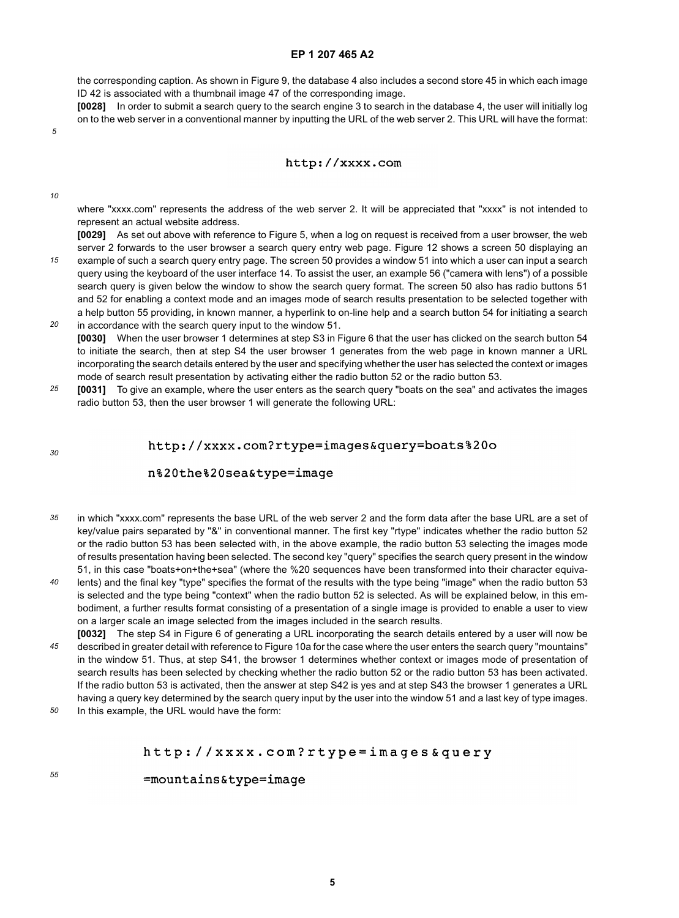the corresponding caption. As shown in Figure 9, the database 4 also includes a second store 45 in which each image ID 42 is associated with a thumbnail image 47 of the corresponding image.

**[0028]** In order to submit a search query to the search engine 3 to search in the database 4, the user will initially log on to the web server in a conventional manner by inputting the URL of the web server 2. This URL will have the format:

```
http://xxxx.com
```

where "xxxx.com" represents the address of the web server 2. It will be appreciated that "xxxx" is not intended to represent an actual website address.

**[0029]** As set out above with reference to Figure 5, when a log on request is received from a user browser, the web server 2 forwards to the user browser a search query entry web page. Figure 12 shows a screen 50 displaying an example of such a search query entry page. The screen 50 provides a window 51 into which a user can input a search query using the keyboard of the user interface 14. To assist the user, an example 56 ("camera with lens") of a possible search query is given below the window to show the search query format. The screen 50 also has radio buttons 51 and 52 for enabling a context mode and an images mode of search results presentation to be selected together with a help button 55 providing, in known manner, a hyperlink to on-line help and a search button 54 for initiating a search in accordance with the search query input to the window 51.

**[0030]** When the user browser 1 determines at step S3 in Figure 6 that the user has clicked on the search button 54 to initiate the search, then at step S4 the user browser 1 generates from the web page in known manner a URL incorporating the search details entered by the user and specifying whether the user has selected the context or images mode of search result presentation by activating either the radio button 52 or the radio button 53.

**[0031]** To give an example, where the user enters as the search query "boats on the sea" and activates the images radio button 53, then the user browser 1 will generate the following URL:

```
http://xxxx.com?rtype=images&query=boats%20o
n%20the%20sea&type=image
```

in which "xxxx.com" represents the base URL of the web server 2 and the form data after the base URL are a set of key/value pairs separated by "&" in conventional manner. The first key "rtype" indicates whether the radio button 52 or the radio button 53 has been selected with, in the above example, the radio button 53 selecting the images mode of results presentation having been selected. The second key "query" specifies the search query present in the window 51, in this case "boats+on+the+sea" (where the %20 sequences have been transformed into their character equivalents) and the final key "type" specifies the format of the results with the type being "image" when the radio button 53 is selected and the type being "context" when the radio button 52 is selected. As will be explained below, in this embodiment, a further results format consisting of a presentation of a single image is provided to enable a user to view on a larger scale an image selected from the images included in the search results.

**[0032]** The step S4 in Figure 6 of generating a URL incorporating the search details entered by a user will now be described in greater detail with reference to Figure 10a for the case where the user enters the search query "mountains" in the window 51. Thus, at step S41, the browser 1 determines whether context or images mode of presentation of search results has been selected by checking whether the radio button 52 or the radio button 53 has been activated. If the radio button 53 is activated, then the answer at step S42 is yes and at step S43 the browser 1 generates a URL having a query key determined by the search query input by the user into the window 51 and a last key of type images. In this example, the URL would have the form:

```
http://xxxx.com?rtype=images&query
=mountains&type=image
```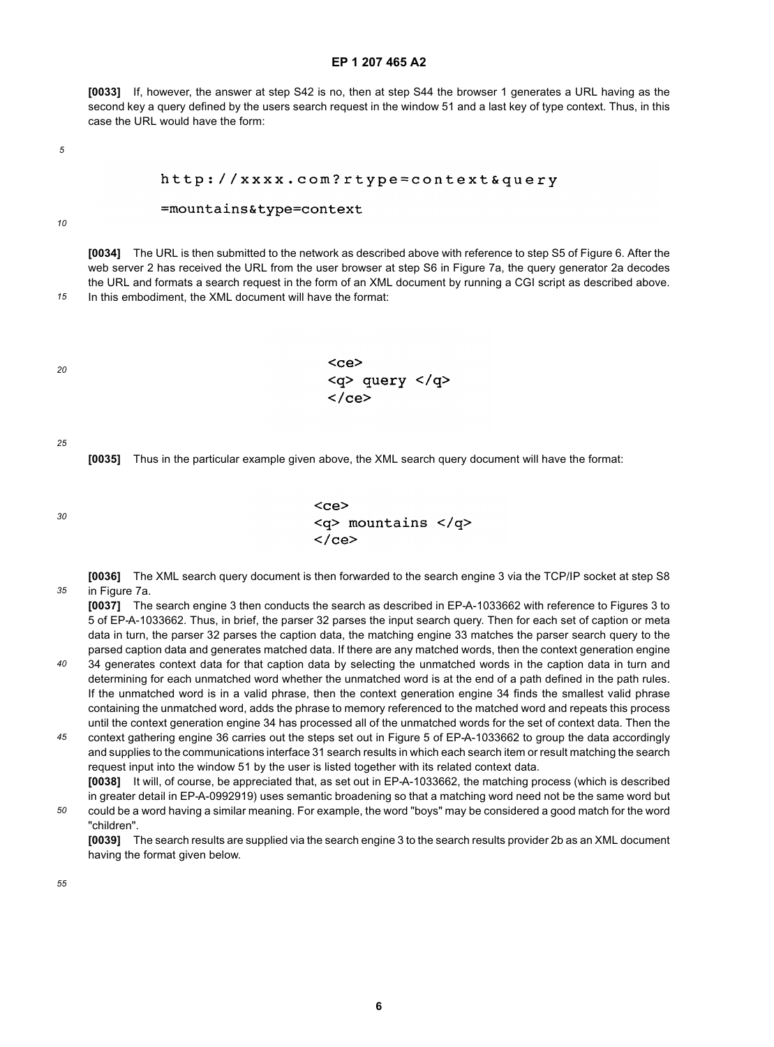**[0033]** If, however, the answer at step S42 is no, then at step S44 the browser 1 generates a URL having as the second key a query defined by the users search request in the window 51 and a last key of type context. Thus, in this case the URL would have the form:

```
http://xxxx.com?rtype=context&query
=mountains&type=context
```

**[0034]** The URL is then submitted to the network as described above with reference to step S5 of Figure 6. After the web server 2 has received the URL from the user browser at step S6 in Figure 7a, the query generator 2a decodes the URL and formats a search request in the form of an XML document by running a CGI script as described above. In this embodiment, the XML document will have the format:

```
<ce>
<q> query </q>
</ce>
```

**[0035]** Thus in the particular example given above, the XML search query document will have the format:

```
<ce>
<q> mountains </q>
</ce>
```

**[0036]** The XML search query document is then forwarded to the search engine 3 via the TCP/IP socket at step S8 in Figure 7a.

**[0037]** The search engine 3 then conducts the search as described in EP-A-1033662 with reference to Figures 3 to 5 of EP-A-1033662. Thus, in brief, the parser 32 parses the input search query. Then for each set of caption or meta data in turn, the parser 32 parses the caption data, the matching engine 33 matches the parser search query to the parsed caption data and generates matched data. If there are any matched words, then the context generation engine 34 generates context data for that caption data by selecting the unmatched words in the caption data in turn and determining for each unmatched word whether the unmatched word is at the end of a path defined in the path rules. If the unmatched word is in a valid phrase, then the context generation engine 34 finds the smallest valid phrase containing the unmatched word, adds the phrase to memory referenced to the matched word and repeats this process until the context generation engine 34 has processed all of the unmatched words for the set of context data. Then the context gathering engine 36 carries out the steps set out in Figure 5 of EP-A-1033662 to group the data accordingly and supplies to the communications interface 31 search results in which each search item or result matching the search request input into the window 51 by the user is listed together with its related context data.

**[0038]** It will, of course, be appreciated that, as set out in EP-A-1033662, the matching process (which is described in greater detail in EP-A-0992919) uses semantic broadening so that a matching word need not be the same word but could be a word having a similar meaning. For example, the word "boys" may be considered a good match for the word "children".

**[0039]** The search results are supplied via the search engine 3 to the search results provider 2b as an XML document having the format given below.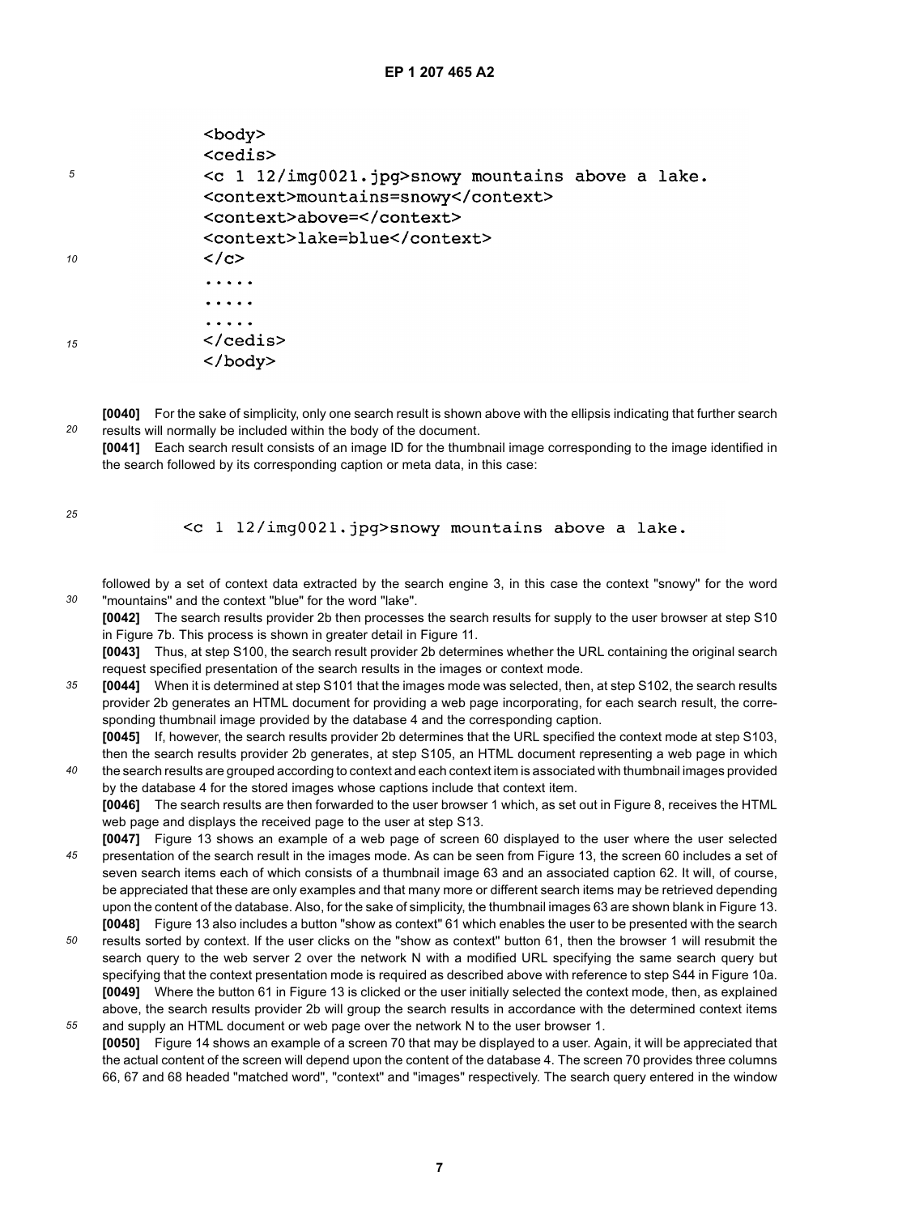```
<body>
<cedis>
<c l 12/img0021.jpg>snowy mountains above a lake.
<context>mountains=snowy</context>
<context>above=</context>
<context>lake=blue</context>
</c>
.....
.....
.....
</cedis>
</body>
```

**[0040]** For the sake of simplicity, only one search result is shown above with the ellipsis indicating that further search results will normally be included within the body of the document.

**[0041]** Each search result consists of an image ID for the thumbnail image corresponding to the image identified in the search followed by its corresponding caption or meta data, in this case:

```
<c l 12/img0021.jpg>snowy mountains above a lake.
```

followed by a set of context data extracted by the search engine 3, in this case the context "snowy" for the word "mountains" and the context "blue" for the word "lake".

**[0042]** The search results provider 2b then processes the search results for supply to the user browser at step S10 in Figure 7b. This process is shown in greater detail in Figure 11.

**[0043]** Thus, at step S100, the search result provider 2b determines whether the URL containing the original search request specified presentation of the search results in the images or context mode.

**[0044]** When it is determined at step S101 that the images mode was selected, then, at step S102, the search results provider 2b generates an HTML document for providing a web page incorporating, for each search result, the corresponding thumbnail image provided by the database 4 and the corresponding caption.

**[0045]** If, however, the search results provider 2b determines that the URL specified the context mode at step S103, then the search results provider 2b generates, at step S105, an HTML document representing a web page in which the search results are grouped according to context and each context item is associated with thumbnail images provided by the database 4 for the stored images whose captions include that context item.

**[0046]** The search results are then forwarded to the user browser 1 which, as set out in Figure 8, receives the HTML web page and displays the received page to the user at step S13.

**[0047]** Figure 13 shows an example of a web page of screen 60 displayed to the user where the user selected presentation of the search result in the images mode. As can be seen from Figure 13, the screen 60 includes a set of seven search items each of which consists of a thumbnail image 63 and an associated caption 62. It will, of course, be appreciated that these are only examples and that many more or different search items may be retrieved depending upon the content of the database. Also, for the sake of simplicity, the thumbnail images 63 are shown blank in Figure 13.

**[0048]** Figure 13 also includes a button "show as context" 61 which enables the user to be presented with the search results sorted by context. If the user clicks on the "show as context" button 61, then the browser 1 will resubmit the search query to the web server 2 over the network N with a modified URL specifying the same search query but specifying that the context presentation mode is required as described above with reference to step S44 in Figure 10a.

**[0049]** Where the button 61 in Figure 13 is clicked or the user initially selected the context mode, then, as explained above, the search results provider 2b will group the search results in accordance with the determined context items and supply an HTML document or web page over the network N to the user browser 1.

**[0050]** Figure 14 shows an example of a screen 70 that may be displayed to a user. Again, it will be appreciated that the actual content of the screen will depend upon the content of the database 4. The screen 70 provides three columns 66, 67 and 68 headed "matched word", "context" and "images" respectively. The search query entered in the window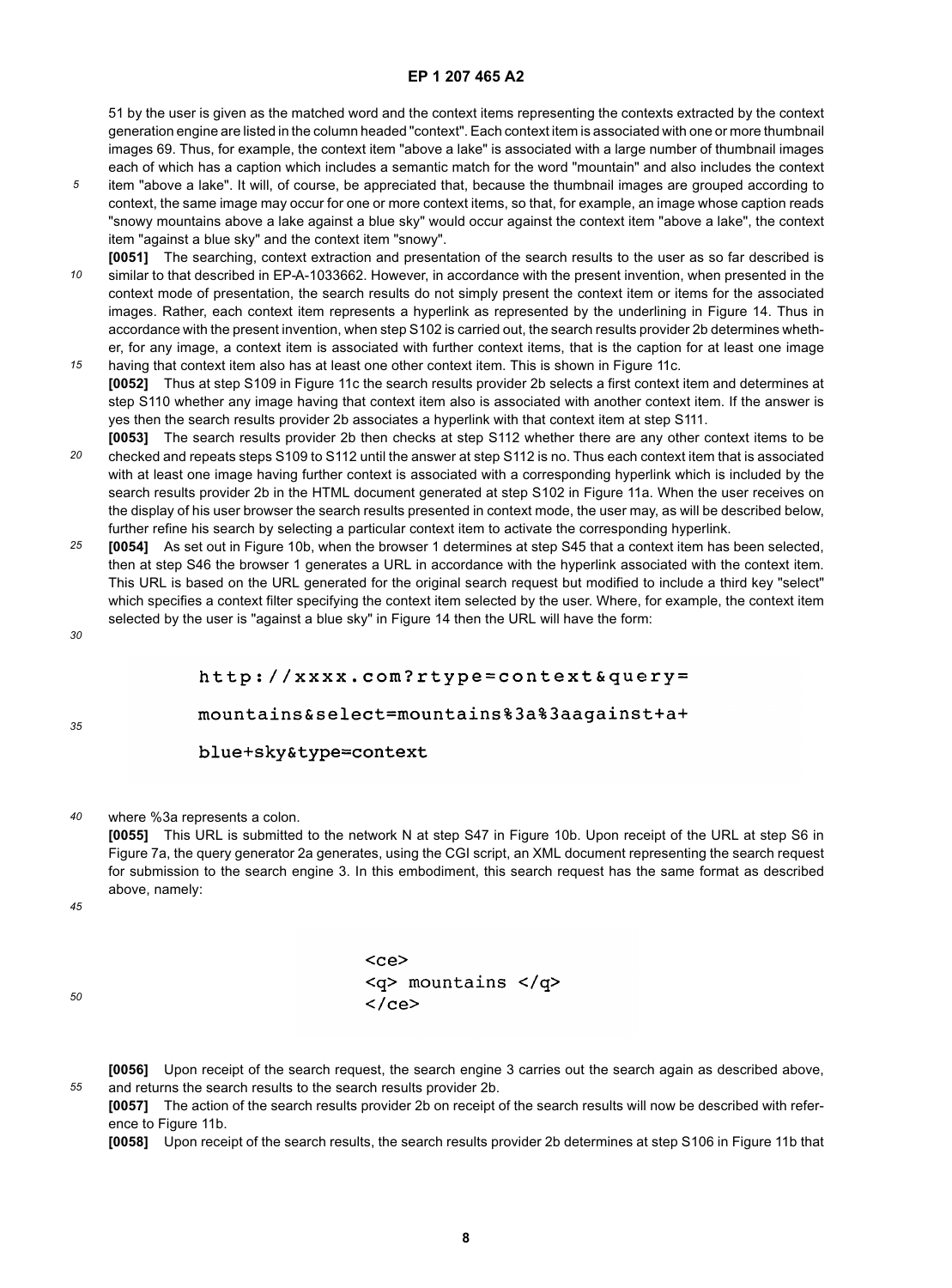51 by the user is given as the matched word and the context items representing the contexts extracted by the context generation engine are listed in the column headed "context". Each context item is associated with one or more thumbnail images 69. Thus, for example, the context item "above a lake" is associated with a large number of thumbnail images each of which has a caption which includes a semantic match for the word "mountain" and also includes the context item "above a lake". It will, of course, be appreciated that, because the thumbnail images are grouped according to context, the same image may occur for one or more context items, so that, for example, an image whose caption reads "snowy mountains above a lake against a blue sky" would occur against the context item "above a lake", the context item "against a blue sky" and the context item "snowy".

**[0051]** The searching, context extraction and presentation of the search results to the user as so far described is similar to that described in EP-A-1033662. However, in accordance with the present invention, when presented in the context mode of presentation, the search results do not simply present the context item or items for the associated images. Rather, each context item represents a hyperlink as represented by the underlining in Figure 14. Thus in accordance with the present invention, when step S102 is carried out, the search results provider 2b determines whether, for any image, a context item is associated with further context items, that is the caption for at least one image having that context item also has at least one other context item. This is shown in Figure 11c.

**[0052]** Thus at step S109 in Figure 11c the search results provider 2b selects a first context item and determines at step S110 whether any image having that context item also is associated with another context item. If the answer is yes then the search results provider 2b associates a hyperlink with that context item at step S111.

**[0053]** The search results provider 2b then checks at step S112 whether there are any other context items to be checked and repeats steps S109 to S112 until the answer at step S112 is no. Thus each context item that is associated with at least one image having further context is associated with a corresponding hyperlink which is included by the search results provider 2b in the HTML document generated at step S102 in Figure 11a. When the user receives on the display of his user browser the search results presented in context mode, the user may, as will be described below, further refine his search by selecting a particular context item to activate the corresponding hyperlink.

**[0054]** As set out in Figure 10b, when the browser 1 determines at step S45 that a context item has been selected, then at step S46 the browser 1 generates a URL in accordance with the hyperlink associated with the context item. This URL is based on the URL generated for the original search request but modified to include a third key "select" which specifies a context filter specifying the context item selected by the user. Where, for example, the context item selected by the user is "against a blue sky" in Figure 14 then the URL will have the form:

```
http://xxxx.com?rtype=context&query=
mountains&select=mountains%3a%3aagainst+a+
blue+sky&type=context
```

where %3a represents a colon.

**[0055]** This URL is submitted to the network N at step S47 in Figure 10b. Upon receipt of the URL at step S6 in Figure 7a, the query generator 2a generates, using the CGI script, an XML document representing the search request for submission to the search engine 3. In this embodiment, this search request has the same format as described above, namely:

```
<ce>
<q> mountains </q>
</ce>
```

**[0056]** Upon receipt of the search request, the search engine 3 carries out the search again as described above, and returns the search results to the search results provider 2b.

**[0057]** The action of the search results provider 2b on receipt of the search results will now be described with reference to Figure 11b.

**[0058]** Upon receipt of the search results, the search results provider 2b determines at step S106 in Figure 11b that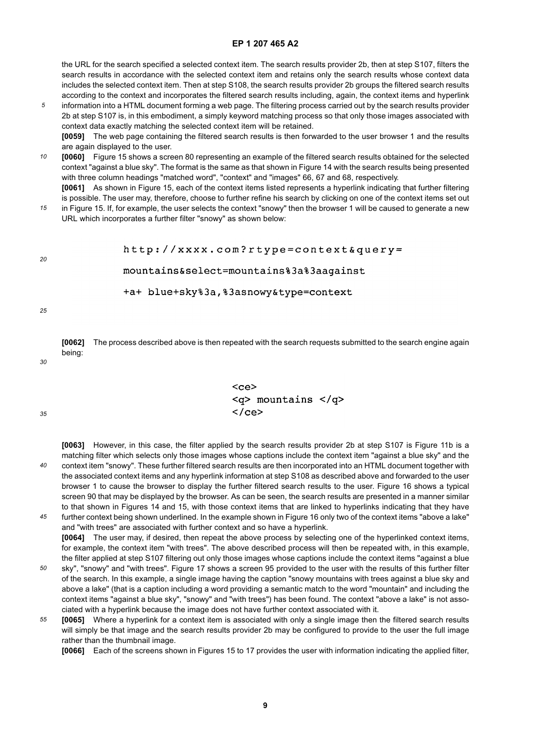the URL for the search specified a selected context item. The search results provider 2b, then at step S107, filters the search results in accordance with the selected context item and retains only the search results whose context data includes the selected context item. Then at step S108, the search results provider 2b groups the filtered search results according to the context and incorporates the filtered search results including, again, the context items and hyperlink information into a HTML document forming a web page. The filtering process carried out by the search results provider 2b at step S107 is, in this embodiment, a simply keyword matching process so that only those images associated with context data exactly matching the selected context item will be retained.

**[0059]** The web page containing the filtered search results is then forwarded to the user browser 1 and the results are again displayed to the user.

**[0060]** Figure 15 shows a screen 80 representing an example of the filtered search results obtained for the selected context "against a blue sky". The format is the same as that shown in Figure 14 with the search results being presented with three column headings "matched word", "context" and "images" 66, 67 and 68, respectively.

**[0061]** As shown in Figure 15, each of the context items listed represents a hyperlink indicating that further filtering is possible. The user may, therefore, choose to further refine his search by clicking on one of the context items set out in Figure 15. If, for example, the user selects the context "snowy" then the browser 1 will be caused to generate a new URL which incorporates a further filter "snowy" as shown below:

```
http://xxxx.com?rtype=context&query=
mountains&select=mountains%3a%3aagainst
+a+ blue+sky%3a,%3asnowy&type=context
```

**[0062]** The process described above is then repeated with the search requests submitted to the search engine again being:

```
<ce>
<q> mountains </q>
</ce>
```

**[0063]** However, in this case, the filter applied by the search results provider 2b at step S107 is Figure 11b is a matching filter which selects only those images whose captions include the context item "against a blue sky" and the context item "snowy". These further filtered search results are then incorporated into an HTML document together with the associated context items and any hyperlink information at step S108 as described above and forwarded to the user browser 1 to cause the browser to display the further filtered search results to the user. Figure 16 shows a typical screen 90 that may be displayed by the browser. As can be seen, the search results are presented in a manner similar to that shown in Figures 14 and 15, with those context items that are linked to hyperlinks indicating that they have further context being shown underlined. In the example shown in Figure 16 only two of the context items "above a lake" and "with trees" are associated with further context and so have a hyperlink.

**[0064]** The user may, if desired, then repeat the above process by selecting one of the hyperlinked context items, for example, the context item "with trees". The above described process will then be repeated with, in this example, the filter applied at step S107 filtering out only those images whose captions include the context items "against a blue sky", "snowy" and "with trees". Figure 17 shows a screen 95 provided to the user with the results of this further filter of the search. In this example, a single image having the caption "snowy mountains with trees against a blue sky and above a lake" (that is a caption including a word providing a semantic match to the word "mountain" and including the context items "against a blue sky", "snowy" and "with trees") has been found. The context "above a lake" is not associated with a hyperlink because the image does not have further context associated with it.

**[0065]** Where a hyperlink for a context item is associated with only a single image then the filtered search results will simply be that image and the search results provider 2b may be configured to provide to the user the full image rather than the thumbnail image.

**[0066]** Each of the screens shown in Figures 15 to 17 provides the user with information indicating the applied filter,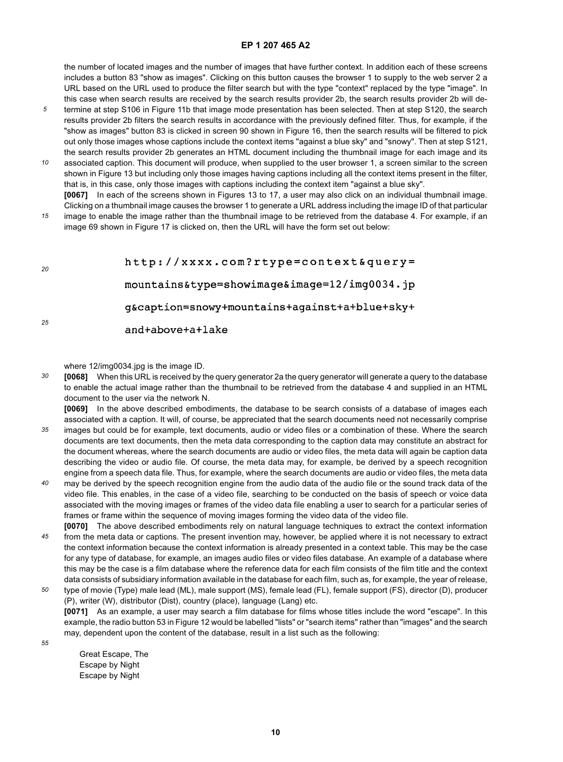the number of located images and the number of images that have further context. In addition each of these screens includes a button 83 "show as images". Clicking on this button causes the browser 1 to supply to the web server 2 a URL based on the URL used to produce the filter search but with the type "context" replaced by the type "image". In this case when search results are received by the search results provider 2b, the search results provider 2b will determine at step S106 in Figure 11b that image mode presentation has been selected. Then at step S120, the search results provider 2b filters the search results in accordance with the previously defined filter. Thus, for example, if the "show as images" button 83 is clicked in screen 90 shown in Figure 16, then the search results will be filtered to pick out only those images whose captions include the context items "against a blue sky" and "snowy". Then at step S121, the search results provider 2b generates an HTML document including the thumbnail image for each image and its associated caption. This document will produce, when supplied to the user browser 1, a screen similar to the screen shown in Figure 13 but including only those images having captions including all the context items present in the filter, that is, in this case, only those images with captions including the context item "against a blue sky".

**[0067]** In each of the screens shown in Figures 13 to 17, a user may also click on an individual thumbnail image. Clicking on a thumbnail image causes the browser 1 to generate a URL address including the image ID of that particular image to enable the image rather than the thumbnail image to be retrieved from the database 4. For example, if an image 69 shown in Figure 17 is clicked on, then the URL will have the form set out below:

```
http://xxxx.com?rtype=context&query=
mountains&type=showimage&image=12/img0034.jp
g&caption=snowy+mountains+against+a+blue+sky+
and+above+a+lake
```

where 12/img0034.jpg is the image ID.

**[0068]** When this URL is received by the query generator 2a the query generator will generate a query to the database to enable the actual image rather than the thumbnail to be retrieved from the database 4 and supplied in an HTML document to the user via the network N.

**[0069]** In the above described embodiments, the database to be search consists of a database of images each associated with a caption. It will, of course, be appreciated that the search documents need not necessarily comprise images but could be for example, text documents, audio or video files or a combination of these. Where the search documents are text documents, then the meta data corresponding to the caption data may constitute an abstract for the document whereas, where the search documents are audio or video files, the meta data will again be caption data describing the video or audio file. Of course, the meta data may, for example, be derived by a speech recognition engine from a speech data file. Thus, for example, where the search documents are audio or video files, the meta data may be derived by the speech recognition engine from the audio data of the audio file or the sound track data of the video file. This enables, in the case of a video file, searching to be conducted on the basis of speech or voice data associated with the moving images or frames of the video data file enabling a user to search for a particular series of frames or frame within the sequence of moving images forming the video data of the video file.

**[0070]** The above described embodiments rely on natural language techniques to extract the context information from the meta data or captions. The present invention may, however, be applied where it is not necessary to extract the context information because the context information is already presented in a context table. This may be the case for any type of database, for example, an images audio files or video files database. An example of a database where this may be the case is a film database where the reference data for each film consists of the film title and the context data consists of subsidiary information available in the database for each film, such as, for example, the year of release, type of movie (Type) male lead (ML), male support (MS), female lead (FL), female support (FS), director (D), producer (P), writer (W), distributor (Dist), country (place), language (Lang) etc.

**[0071]** As an example, a user may search a film database for films whose titles include the word "escape". In this example, the radio button 53 in Figure 12 would be labelled "lists" or "search items" rather than "images" and the search may, dependent upon the content of the database, result in a list such as the following:

Great Escape, The
Escape by Night
Escape by Night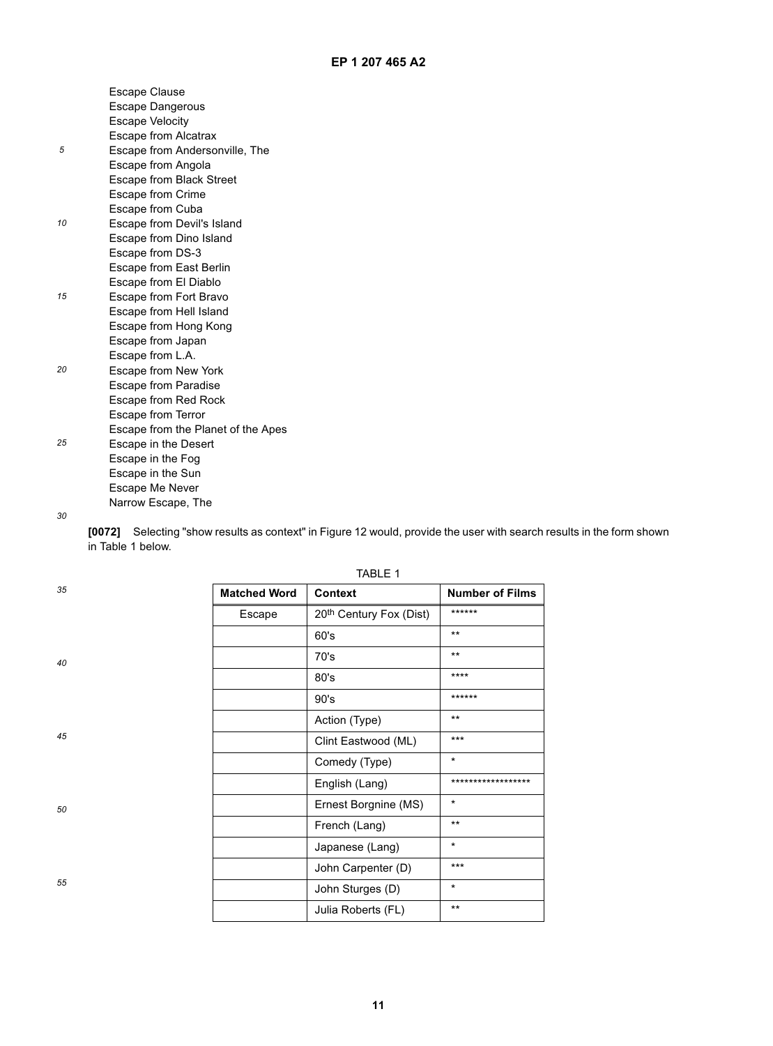Escape Clause
Escape Dangerous
Escape Velocity
Escape from Alcatrax
Escape from Andersonville, The
Escape from Angola
Escape from Black Street
Escape from Crime
Escape from Cuba
Escape from Devil's Island
Escape from Dino Island
Escape from DS-3
Escape from East Berlin
Escape from El Diablo
Escape from Fort Bravo
Escape from Hell Island
Escape from Hong Kong
Escape from Japan
Escape from L.A.
Escape from New York
Escape from Paradise
Escape from Red Rock
Escape from Terror
Escape from the Planet of the Apes
Escape in the Desert
Escape in the Fog
Escape in the Sun
Escape Me Never
Narrow Escape, The

**[0072]** Selecting "show results as context" in Figure 12 would, provide the user with search results in the form shown in Table 1 below.

TABLE 1

| Matched Word | Context | Number of Films |
|---|---|---|
| Escape | 20th Century Fox (Dist) | ****** |
| | 60's | ** |
| | 70's | ** |
| | 80's | **** |
| | 90's | ****** |
| | Action (Type) | ** |
| | Clint Eastwood (ML) | *** |
| | Comedy (Type) | * |
| | English (Lang) | ****************** |
| | Ernest Borgnine (MS) | * |
| | French (Lang) | ** |
| | Japanese (Lang) | * |
| | John Carpenter (D) | *** |
| | John Sturges (D) | * |
| | Julia Roberts (FL) | ** |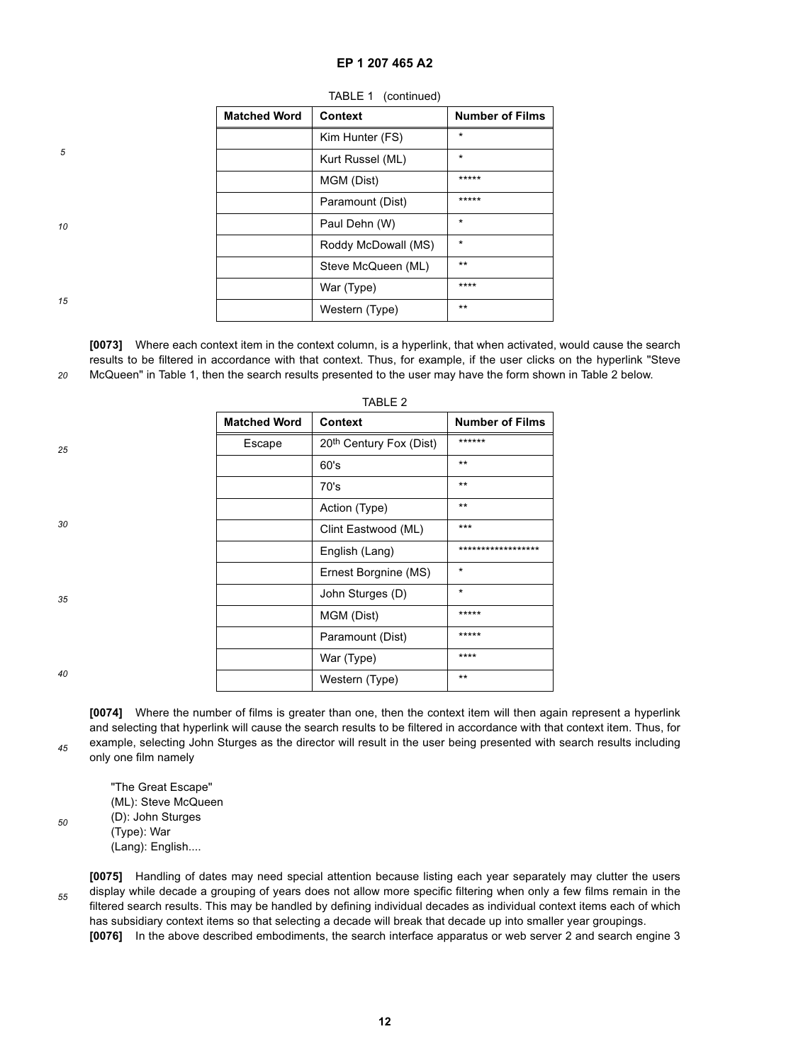TABLE 1 (continued)

| Matched Word | Context | Number of Films |
|---|---|---|
| | Kim Hunter (FS) | * |
| | Kurt Russel (ML) | * |
| | MGM (Dist) | ***** |
| | Paramount (Dist) | ***** |
| | Paul Dehn (W) | * |
| | Roddy McDowall (MS) | * |
| | Steve McQueen (ML) | ** |
| | War (Type) | **** |
| | Western (Type) | ** |

**[0073]** Where each context item in the context column, is a hyperlink, that when activated, would cause the search results to be filtered in accordance with that context. Thus, for example, if the user clicks on the hyperlink "Steve McQueen" in Table 1, then the search results presented to the user may have the form shown in Table 2 below.

TABLE 2

| Matched Word | Context | Number of Films |
|---|---|---|
| Escape | 20th Century Fox (Dist) | ****** |
| | 60's | ** |
| | 70's | ** |
| | Action (Type) | ** |
| | Clint Eastwood (ML) | *** |
| | English (Lang) | ***************** |
| | Ernest Borgnine (MS) | * |
| | John Sturges (D) | * |
| | MGM (Dist) | ***** |
| | Paramount (Dist) | ***** |
| | War (Type) | **** |
| | Western (Type) | ** |

**[0074]** Where the number of films is greater than one, then the context item will then again represent a hyperlink and selecting that hyperlink will cause the search results to be filtered in accordance with that context item. Thus, for example, selecting John Sturges as the director will result in the user being presented with search results including only one film namely

"The Great Escape"
(ML): Steve McQueen
(D): John Sturges
(Type): War
(Lang): English....

**[0075]** Handling of dates may need special attention because listing each year separately may clutter the users display while decade a grouping of years does not allow more specific filtering when only a few films remain in the filtered search results. This may be handled by defining individual decades as individual context items each of which has subsidiary context items so that selecting a decade will break that decade up into smaller year groupings.

**[0076]** In the above described embodiments, the search interface apparatus or web server 2 and search engine 3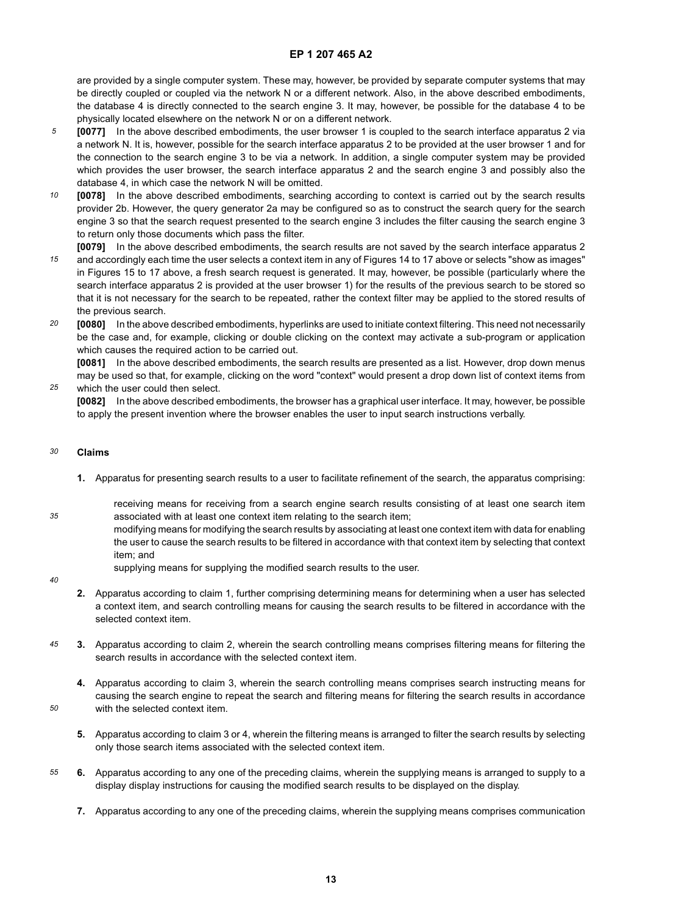are provided by a single computer system. These may, however, be provided by separate computer systems that may be directly coupled or coupled via the network N or a different network. Also, in the above described embodiments, the database 4 is directly connected to the search engine 3. It may, however, be possible for the database 4 to be physically located elsewhere on the network N or on a different network.

**[0077]** In the above described embodiments, the user browser 1 is coupled to the search interface apparatus 2 via a network N. It is, however, possible for the search interface apparatus 2 to be provided at the user browser 1 and for the connection to the search engine 3 to be via a network. In addition, a single computer system may be provided which provides the user browser, the search interface apparatus 2 and the search engine 3 and possibly also the database 4, in which case the network N will be omitted.

**[0078]** In the above described embodiments, searching according to context is carried out by the search results provider 2b. However, the query generator 2a may be configured so as to construct the search query for the search engine 3 so that the search request presented to the search engine 3 includes the filter causing the search engine 3 to return only those documents which pass the filter.

**[0079]** In the above described embodiments, the search results are not saved by the search interface apparatus 2 and accordingly each time the user selects a context item in any of Figures 14 to 17 above or selects "show as images" in Figures 15 to 17 above, a fresh search request is generated. It may, however, be possible (particularly where the search interface apparatus 2 is provided at the user browser 1) for the results of the previous search to be stored so that it is not necessary for the search to be repeated, rather the context filter may be applied to the stored results of the previous search.

**[0080]** In the above described embodiments, hyperlinks are used to initiate context filtering. This need not necessarily be the case and, for example, clicking or double clicking on the context may activate a sub-program or application which causes the required action to be carried out.

**[0081]** In the above described embodiments, the search results are presented as a list. However, drop down menus may be used so that, for example, clicking on the word "context" would present a drop down list of context items from which the user could then select.

**[0082]** In the above described embodiments, the browser has a graphical user interface. It may, however, be possible to apply the present invention where the browser enables the user to input search instructions verbally.

## Claims

1. Apparatus for presenting search results to a user to facilitate refinement of the search, the apparatus comprising:

   receiving means for receiving from a search engine search results consisting of at least one search item associated with at least one context item relating to the search item;
   modifying means for modifying the search results by associating at least one context item with data for enabling the user to cause the search results to be filtered in accordance with that context item by selecting that context item; and
   supplying means for supplying the modified search results to the user.

2. Apparatus according to claim 1, further comprising determining means for determining when a user has selected a context item, and search controlling means for causing the search results to be filtered in accordance with the selected context item.

3. Apparatus according to claim 2, wherein the search controlling means comprises filtering means for filtering the search results in accordance with the selected context item.

4. Apparatus according to claim 3, wherein the search controlling means comprises search instructing means for causing the search engine to repeat the search and filtering means for filtering the search results in accordance with the selected context item.

5. Apparatus according to claim 3 or 4, wherein the filtering means is arranged to filter the search results by selecting only those search items associated with the selected context item.

6. Apparatus according to any one of the preceding claims, wherein the supplying means is arranged to supply to a display display instructions for causing the modified search results to be displayed on the display.

7. Apparatus according to any one of the preceding claims, wherein the supplying means comprises communication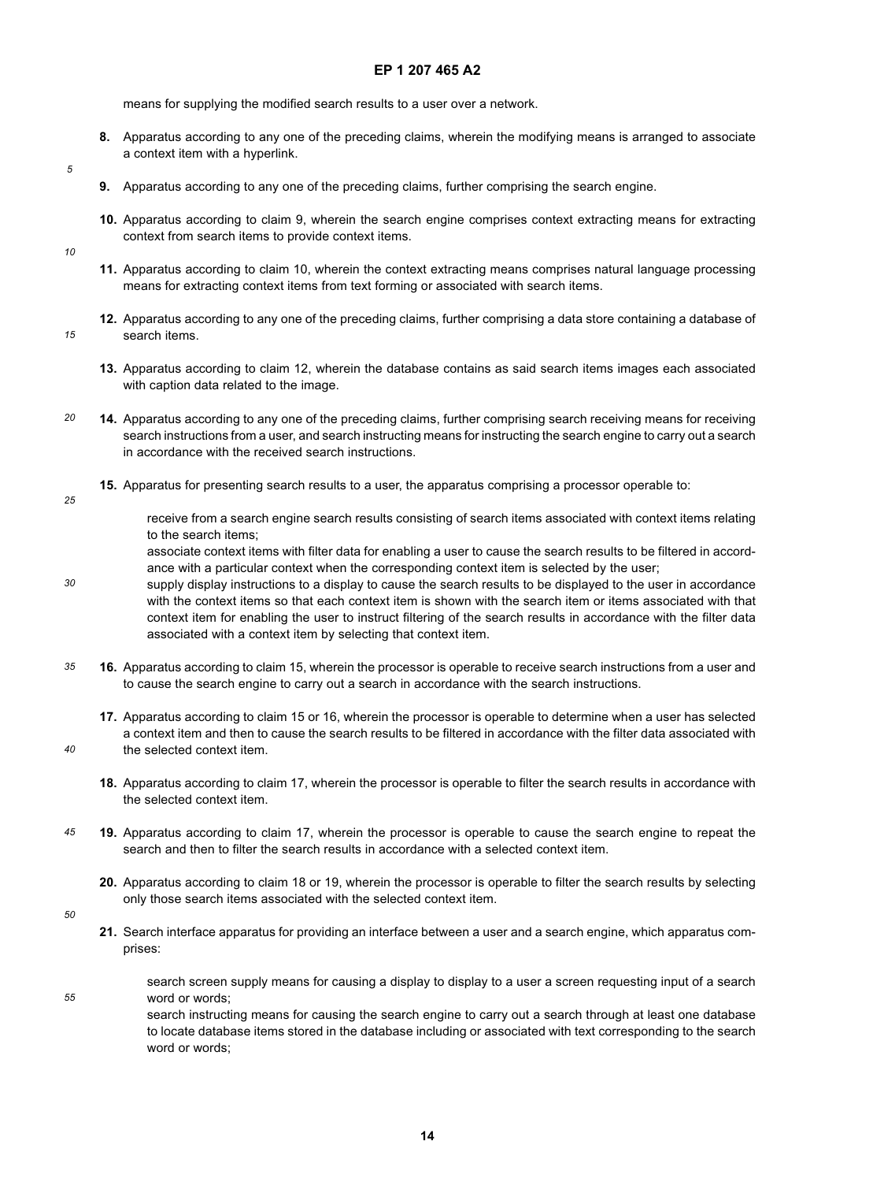means for supplying the modified search results to a user over a network.

**8.** Apparatus according to any one of the preceding claims, wherein the modifying means is arranged to associate a context item with a hyperlink.

**9.** Apparatus according to any one of the preceding claims, further comprising the search engine.

**10.** Apparatus according to claim 9, wherein the search engine comprises context extracting means for extracting context from search items to provide context items.

**11.** Apparatus according to claim 10, wherein the context extracting means comprises natural language processing means for extracting context items from text forming or associated with search items.

**12.** Apparatus according to any one of the preceding claims, further comprising a data store containing a database of search items.

**13.** Apparatus according to claim 12, wherein the database contains as said search items images each associated with caption data related to the image.

**14.** Apparatus according to any one of the preceding claims, further comprising search receiving means for receiving search instructions from a user, and search instructing means for instructing the search engine to carry out a search in accordance with the received search instructions.

**15.** Apparatus for presenting search results to a user, the apparatus comprising a processor operable to:

receive from a search engine search results consisting of search items associated with context items relating to the search items;
associate context items with filter data for enabling a user to cause the search results to be filtered in accordance with a particular context when the corresponding context item is selected by the user;
supply display instructions to a display to cause the search results to be displayed to the user in accordance with the context items so that each context item is shown with the search item or items associated with that context item for enabling the user to instruct filtering of the search results in accordance with the filter data associated with a context item by selecting that context item.

**16.** Apparatus according to claim 15, wherein the processor is operable to receive search instructions from a user and to cause the search engine to carry out a search in accordance with the search instructions.

**17.** Apparatus according to claim 15 or 16, wherein the processor is operable to determine when a user has selected a context item and then to cause the search results to be filtered in accordance with the filter data associated with the selected context item.

**18.** Apparatus according to claim 17, wherein the processor is operable to filter the search results in accordance with the selected context item.

**19.** Apparatus according to claim 17, wherein the processor is operable to cause the search engine to repeat the search and then to filter the search results in accordance with a selected context item.

**20.** Apparatus according to claim 18 or 19, wherein the processor is operable to filter the search results by selecting only those search items associated with the selected context item.

**21.** Search interface apparatus for providing an interface between a user and a search engine, which apparatus comprises:

search screen supply means for causing a display to display to a user a screen requesting input of a search word or words;
search instructing means for causing the search engine to carry out a search through at least one database to locate database items stored in the database including or associated with text corresponding to the search word or words;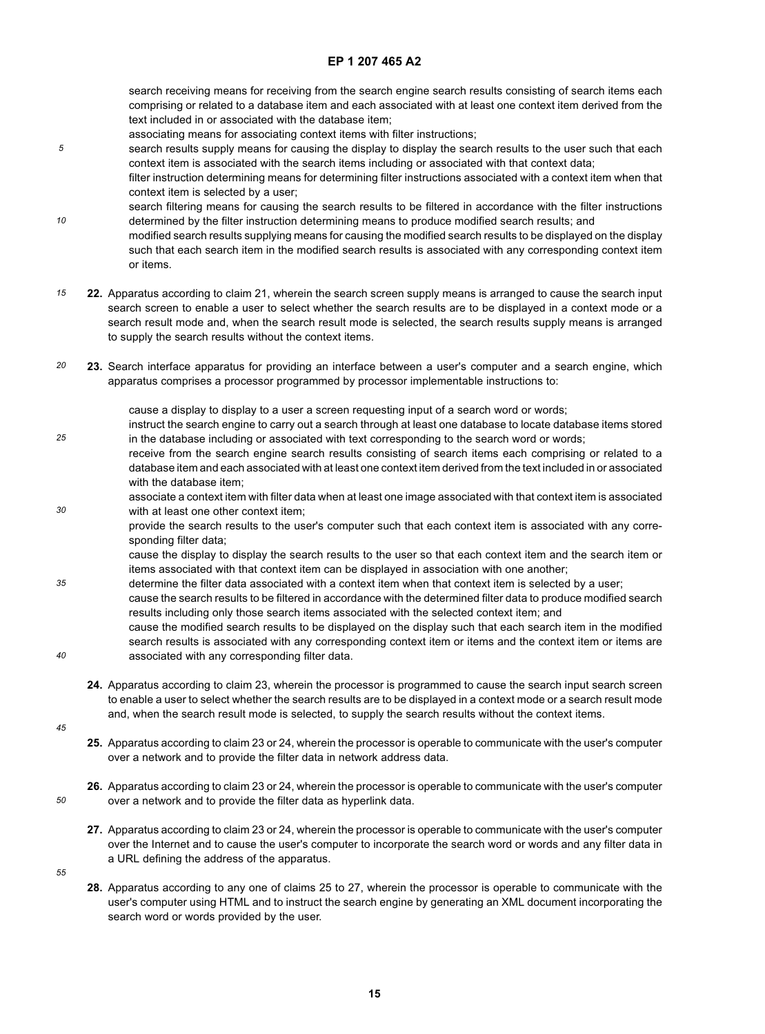search receiving means for receiving from the search engine search results consisting of search items each comprising or related to a database item and each associated with at least one context item derived from the text included in or associated with the database item;

associating means for associating context items with filter instructions;

search results supply means for causing the display to display the search results to the user such that each context item is associated with the search items including or associated with that context data;

filter instruction determining means for determining filter instructions associated with a context item when that context item is selected by a user;

search filtering means for causing the search results to be filtered in accordance with the filter instructions determined by the filter instruction determining means to produce modified search results; and

modified search results supplying means for causing the modified search results to be displayed on the display such that each search item in the modified search results is associated with any corresponding context item or items.

**22.** Apparatus according to claim 21, wherein the search screen supply means is arranged to cause the search input search screen to enable a user to select whether the search results are to be displayed in a context mode or a search result mode and, when the search result mode is selected, the search results supply means is arranged to supply the search results without the context items.

**23.** Search interface apparatus for providing an interface between a user's computer and a search engine, which apparatus comprises a processor programmed by processor implementable instructions to:

cause a display to display to a user a screen requesting input of a search word or words;

instruct the search engine to carry out a search through at least one database to locate database items stored in the database including or associated with text corresponding to the search word or words;

receive from the search engine search results consisting of search items each comprising or related to a database item and each associated with at least one context item derived from the text included in or associated with the database item;

associate a context item with filter data when at least one image associated with that context item is associated with at least one other context item;

provide the search results to the user's computer such that each context item is associated with any corresponding filter data;

cause the display to display the search results to the user so that each context item and the search item or items associated with that context item can be displayed in association with one another;

determine the filter data associated with a context item when that context item is selected by a user;

cause the search results to be filtered in accordance with the determined filter data to produce modified search results including only those search items associated with the selected context item; and

cause the modified search results to be displayed on the display such that each search item in the modified search results is associated with any corresponding context item or items and the context item or items are associated with any corresponding filter data.

**24.** Apparatus according to claim 23, wherein the processor is programmed to cause the search input search screen to enable a user to select whether the search results are to be displayed in a context mode or a search result mode and, when the search result mode is selected, to supply the search results without the context items.

**25.** Apparatus according to claim 23 or 24, wherein the processor is operable to communicate with the user's computer over a network and to provide the filter data in network address data.

**26.** Apparatus according to claim 23 or 24, wherein the processor is operable to communicate with the user's computer over a network and to provide the filter data as hyperlink data.

**27.** Apparatus according to claim 23 or 24, wherein the processor is operable to communicate with the user's computer over the Internet and to cause the user's computer to incorporate the search word or words and any filter data in a URL defining the address of the apparatus.

**28.** Apparatus according to any one of claims 25 to 27, wherein the processor is operable to communicate with the user's computer using HTML and to instruct the search engine by generating an XML document incorporating the search word or words provided by the user.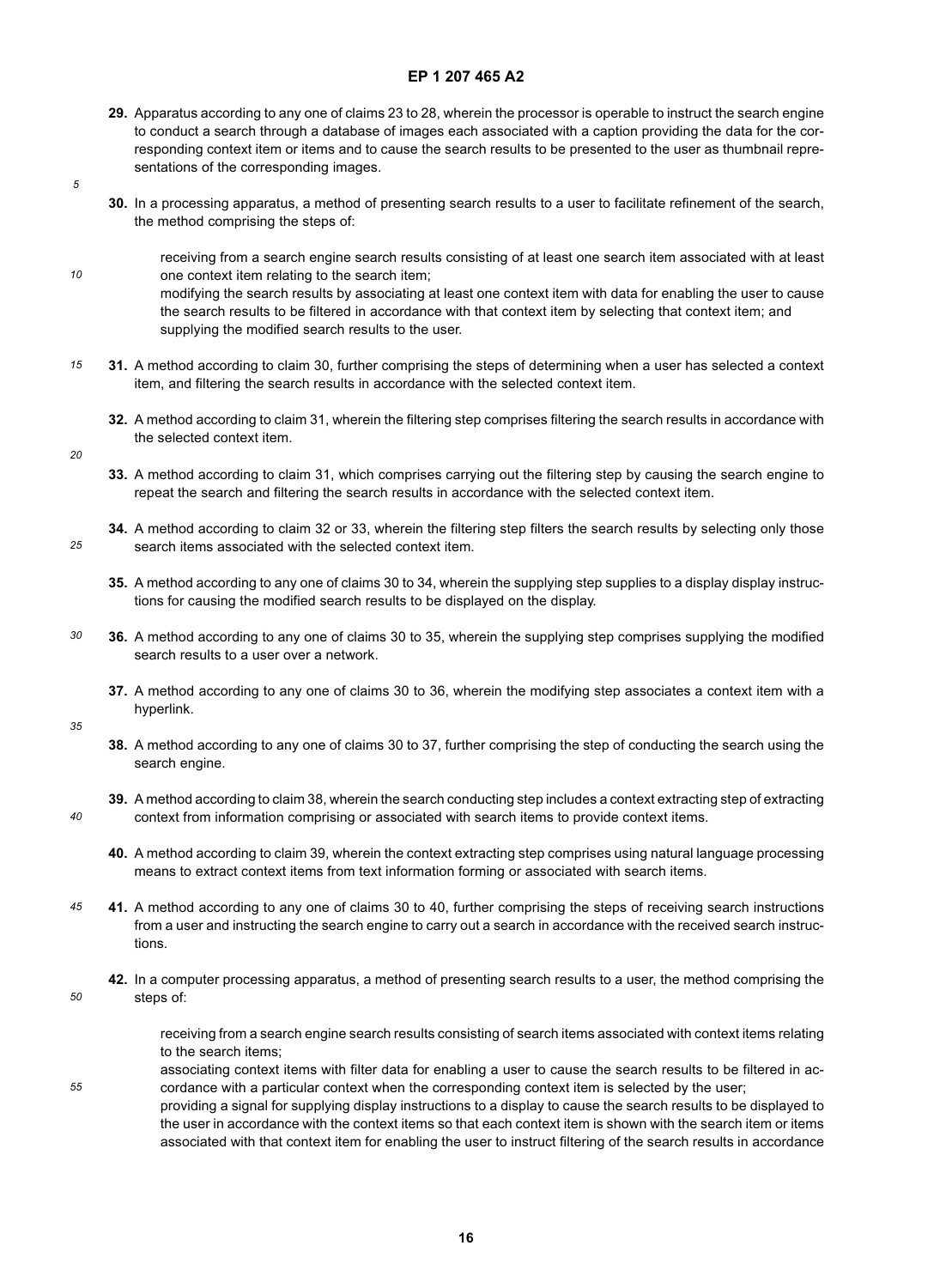**29.** Apparatus according to any one of claims 23 to 28, wherein the processor is operable to instruct the search engine to conduct a search through a database of images each associated with a caption providing the data for the corresponding context item or items and to cause the search results to be presented to the user as thumbnail representations of the corresponding images.

**30.** In a processing apparatus, a method of presenting search results to a user to facilitate refinement of the search, the method comprising the steps of:

receiving from a search engine search results consisting of at least one search item associated with at least one context item relating to the search item;
modifying the search results by associating at least one context item with data for enabling the user to cause the search results to be filtered in accordance with that context item by selecting that context item; and
supplying the modified search results to the user.

**31.** A method according to claim 30, further comprising the steps of determining when a user has selected a context item, and filtering the search results in accordance with the selected context item.

**32.** A method according to claim 31, wherein the filtering step comprises filtering the search results in accordance with the selected context item.

**33.** A method according to claim 31, which comprises carrying out the filtering step by causing the search engine to repeat the search and filtering the search results in accordance with the selected context item.

**34.** A method according to claim 32 or 33, wherein the filtering step filters the search results by selecting only those search items associated with the selected context item.

**35.** A method according to any one of claims 30 to 34, wherein the supplying step supplies to a display display instructions for causing the modified search results to be displayed on the display.

**36.** A method according to any one of claims 30 to 35, wherein the supplying step comprises supplying the modified search results to a user over a network.

**37.** A method according to any one of claims 30 to 36, wherein the modifying step associates a context item with a hyperlink.

**38.** A method according to any one of claims 30 to 37, further comprising the step of conducting the search using the search engine.

**39.** A method according to claim 38, wherein the search conducting step includes a context extracting step of extracting context from information comprising or associated with search items to provide context items.

**40.** A method according to claim 39, wherein the context extracting step comprises using natural language processing means to extract context items from text information forming or associated with search items.

**41.** A method according to any one of claims 30 to 40, further comprising the steps of receiving search instructions from a user and instructing the search engine to carry out a search in accordance with the received search instructions.

**42.** In a computer processing apparatus, a method of presenting search results to a user, the method comprising the steps of:

receiving from a search engine search results consisting of search items associated with context items relating to the search items;
associating context items with filter data for enabling a user to cause the search results to be filtered in accordance with a particular context when the corresponding context item is selected by the user;
providing a signal for supplying display instructions to a display to cause the search results to be displayed to the user in accordance with the context items so that each context item is shown with the search item or items associated with that context item for enabling the user to instruct filtering of the search results in accordance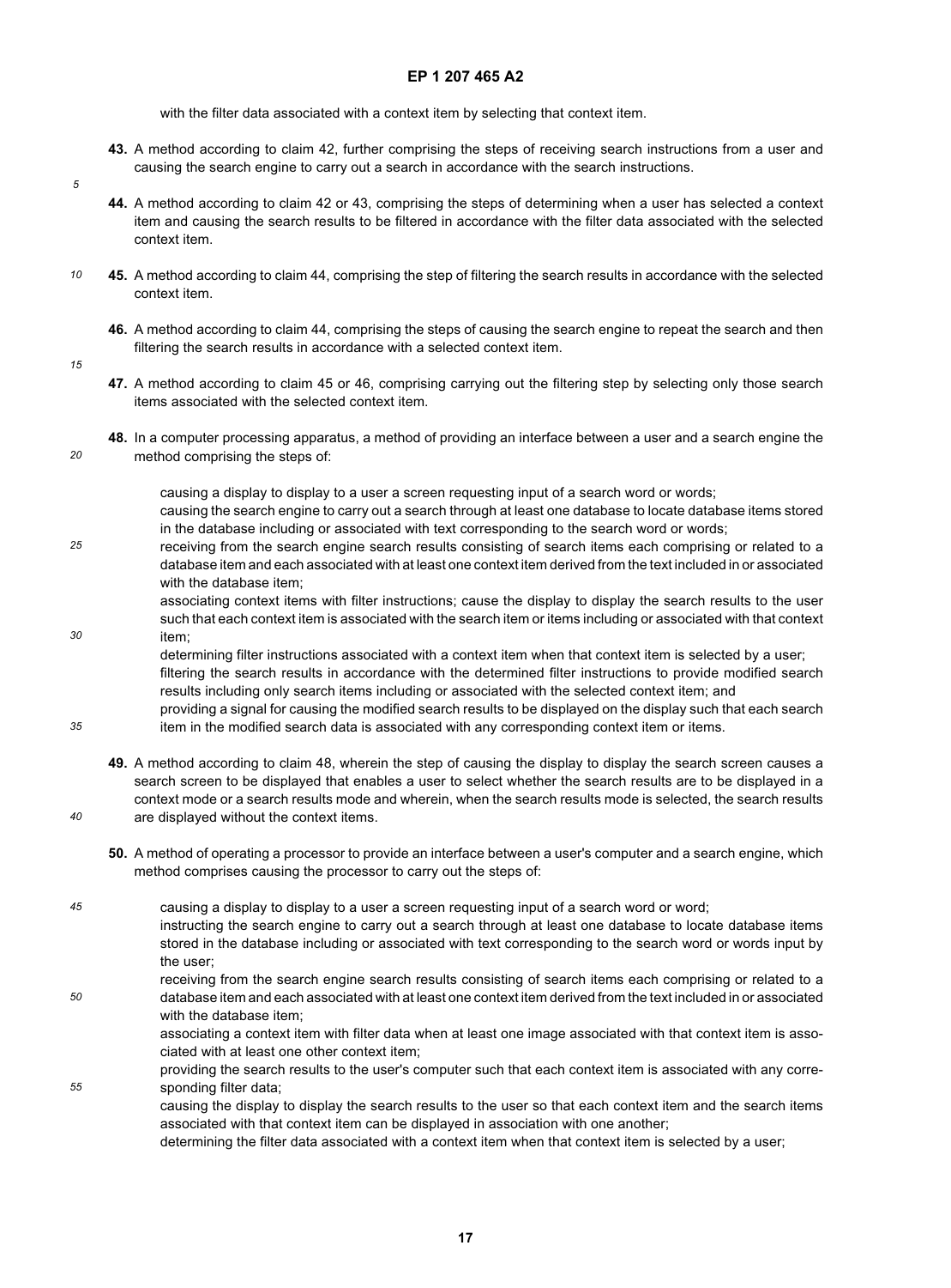with the filter data associated with a context item by selecting that context item.

**43.** A method according to claim 42, further comprising the steps of receiving search instructions from a user and causing the search engine to carry out a search in accordance with the search instructions.

**44.** A method according to claim 42 or 43, comprising the steps of determining when a user has selected a context item and causing the search results to be filtered in accordance with the filter data associated with the selected context item.

**45.** A method according to claim 44, comprising the step of filtering the search results in accordance with the selected context item.

**46.** A method according to claim 44, comprising the steps of causing the search engine to repeat the search and then filtering the search results in accordance with a selected context item.

**47.** A method according to claim 45 or 46, comprising carrying out the filtering step by selecting only those search items associated with the selected context item.

**48.** In a computer processing apparatus, a method of providing an interface between a user and a search engine the method comprising the steps of:

causing a display to display to a user a screen requesting input of a search word or words;
causing the search engine to carry out a search through at least one database to locate database items stored in the database including or associated with text corresponding to the search word or words;
receiving from the search engine search results consisting of search items each comprising or related to a database item and each associated with at least one context item derived from the text included in or associated with the database item;
associating context items with filter instructions; cause the display to display the search results to the user such that each context item is associated with the search item or items including or associated with that context item;
determining filter instructions associated with a context item when that context item is selected by a user;
filtering the search results in accordance with the determined filter instructions to provide modified search results including only search items including or associated with the selected context item; and
providing a signal for causing the modified search results to be displayed on the display such that each search item in the modified search data is associated with any corresponding context item or items.

**49.** A method according to claim 48, wherein the step of causing the display to display the search screen causes a search screen to be displayed that enables a user to select whether the search results are to be displayed in a context mode or a search results mode and wherein, when the search results mode is selected, the search results are displayed without the context items.

**50.** A method of operating a processor to provide an interface between a user's computer and a search engine, which method comprises causing the processor to carry out the steps of:

causing a display to display to a user a screen requesting input of a search word or word;
instructing the search engine to carry out a search through at least one database to locate database items stored in the database including or associated with text corresponding to the search word or words input by the user;
receiving from the search engine search results consisting of search items each comprising or related to a database item and each associated with at least one context item derived from the text included in or associated with the database item;
associating a context item with filter data when at least one image associated with that context item is associated with at least one other context item;
providing the search results to the user's computer such that each context item is associated with any corresponding filter data;
causing the display to display the search results to the user so that each context item and the search items associated with that context item can be displayed in association with one another;
determining the filter data associated with a context item when that context item is selected by a user;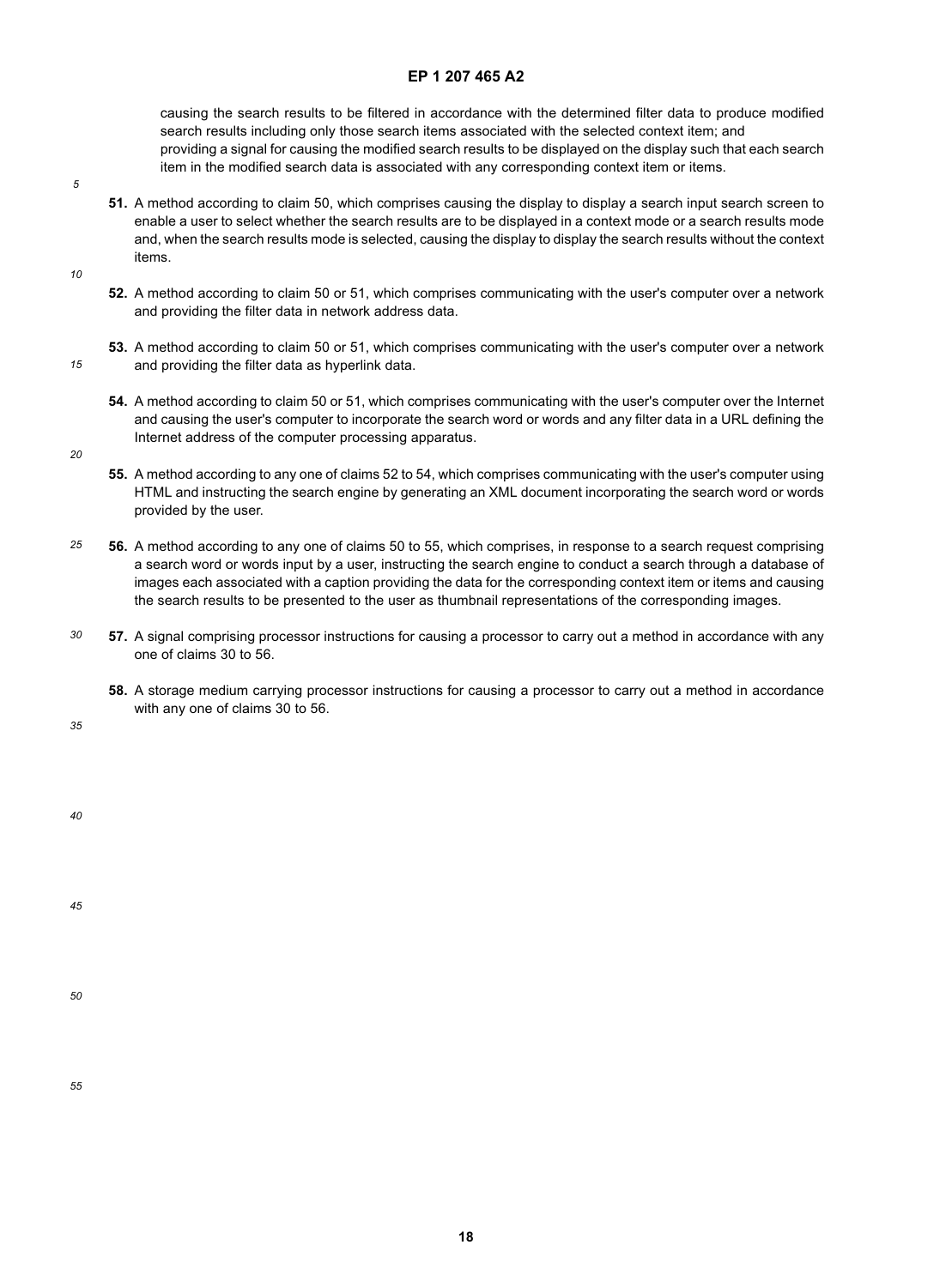causing the search results to be filtered in accordance with the determined filter data to produce modified search results including only those search items associated with the selected context item; and

providing a signal for causing the modified search results to be displayed on the display such that each search item in the modified search data is associated with any corresponding context item or items.

**51.** A method according to claim 50, which comprises causing the display to display a search input search screen to enable a user to select whether the search results are to be displayed in a context mode or a search results mode and, when the search results mode is selected, causing the display to display the search results without the context items.

**52.** A method according to claim 50 or 51, which comprises communicating with the user's computer over a network and providing the filter data in network address data.

**53.** A method according to claim 50 or 51, which comprises communicating with the user's computer over a network and providing the filter data as hyperlink data.

**54.** A method according to claim 50 or 51, which comprises communicating with the user's computer over the Internet and causing the user's computer to incorporate the search word or words and any filter data in a URL defining the Internet address of the computer processing apparatus.

**55.** A method according to any one of claims 52 to 54, which comprises communicating with the user's computer using HTML and instructing the search engine by generating an XML document incorporating the search word or words provided by the user.

**56.** A method according to any one of claims 50 to 55, which comprises, in response to a search request comprising a search word or words input by a user, instructing the search engine to conduct a search through a database of images each associated with a caption providing the data for the corresponding context item or items and causing the search results to be presented to the user as thumbnail representations of the corresponding images.

**57.** A signal comprising processor instructions for causing a processor to carry out a method in accordance with any one of claims 30 to 56.

**58.** A storage medium carrying processor instructions for causing a processor to carry out a method in accordance with any one of claims 30 to 56.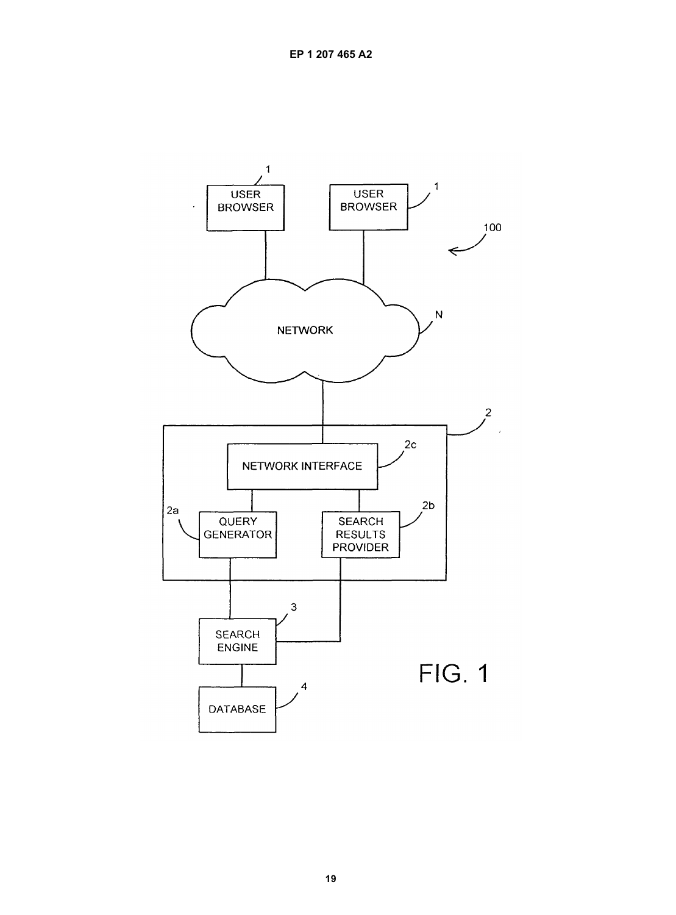FIG. 1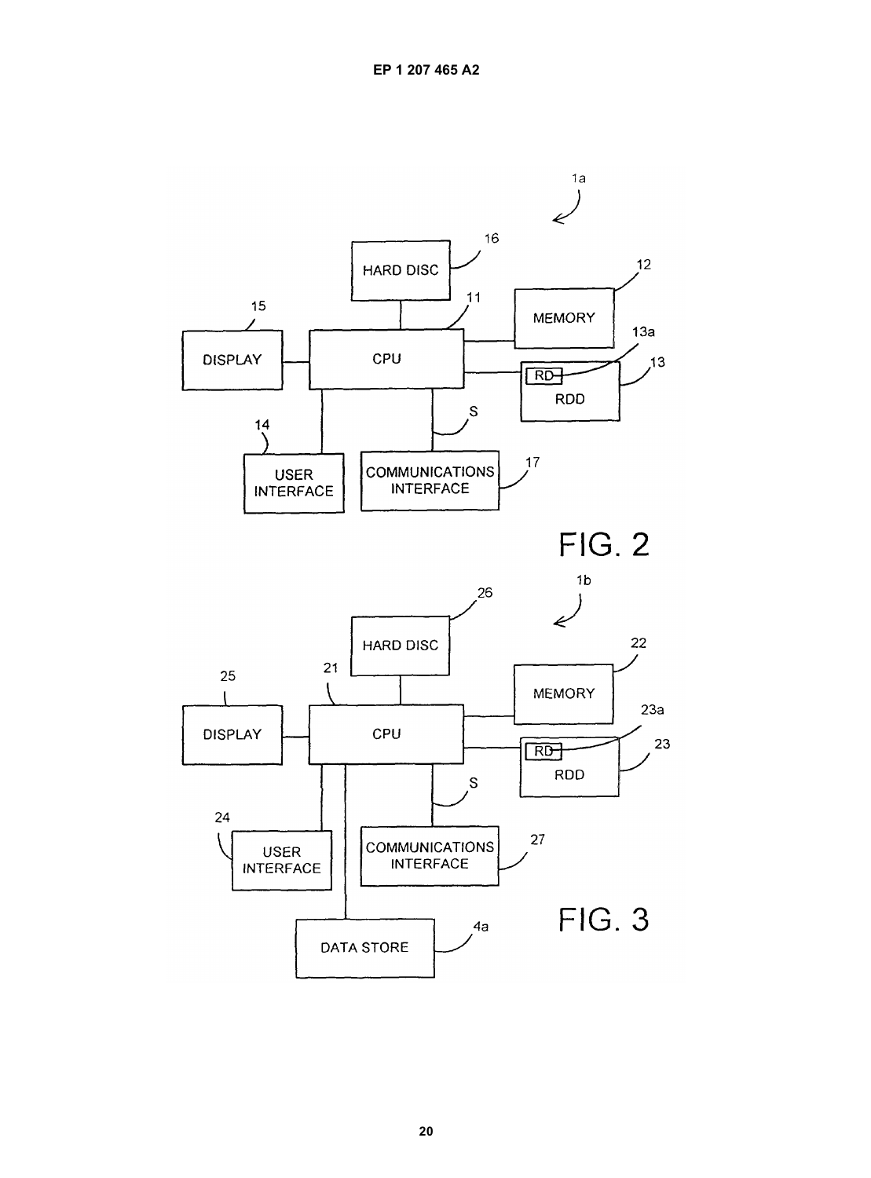HARD DISC 16

MEMORY 12

DISPLAY 15

CPU 11

RD 13a

RDD 13

USER INTERFACE 14

COMMUNICATIONS INTERFACE 17

S

1a

FIG. 2

HARD DISC 26

MEMORY 22

DISPLAY 25

CPU 21

RD 23a

RDD 23

USER INTERFACE 24

COMMUNICATIONS INTERFACE 27

S

DATA STORE 4a

1b

FIG. 3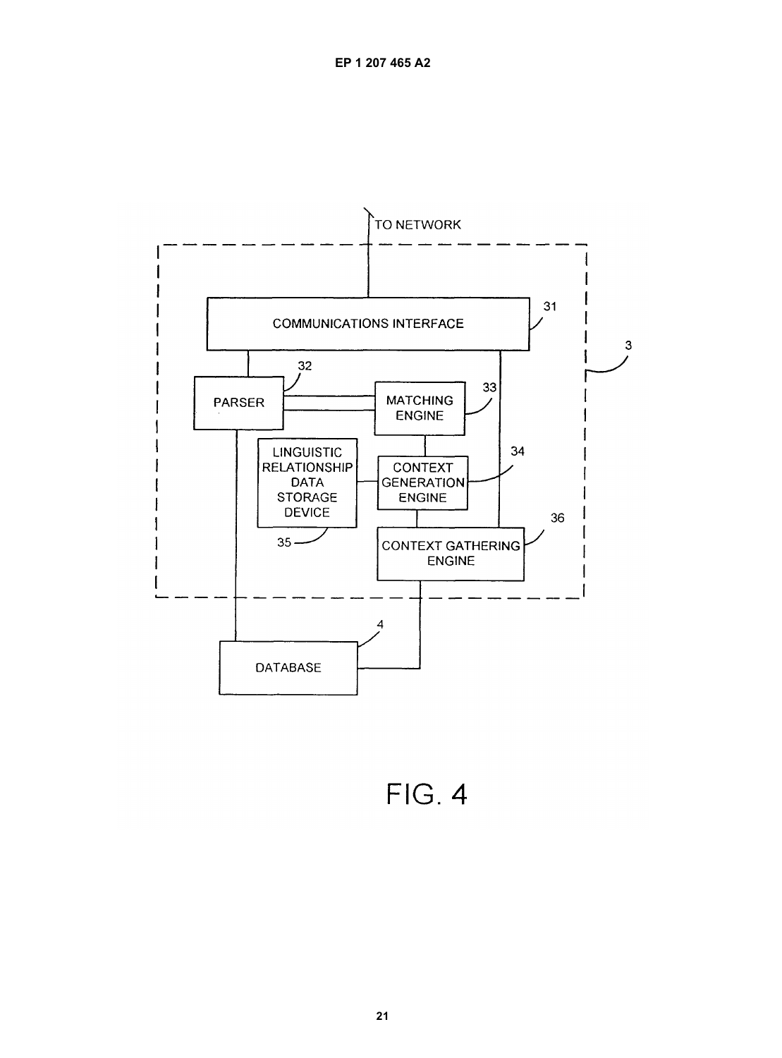TO NETWORK

COMMUNICATIONS INTERFACE 31

PARSER 32

MATCHING ENGINE 33

LINGUISTIC RELATIONSHIP DATA STORAGE DEVICE 35

CONTEXT GENERATION ENGINE 34

CONTEXT GATHERING ENGINE 36

3

DATABASE 4

FIG. 4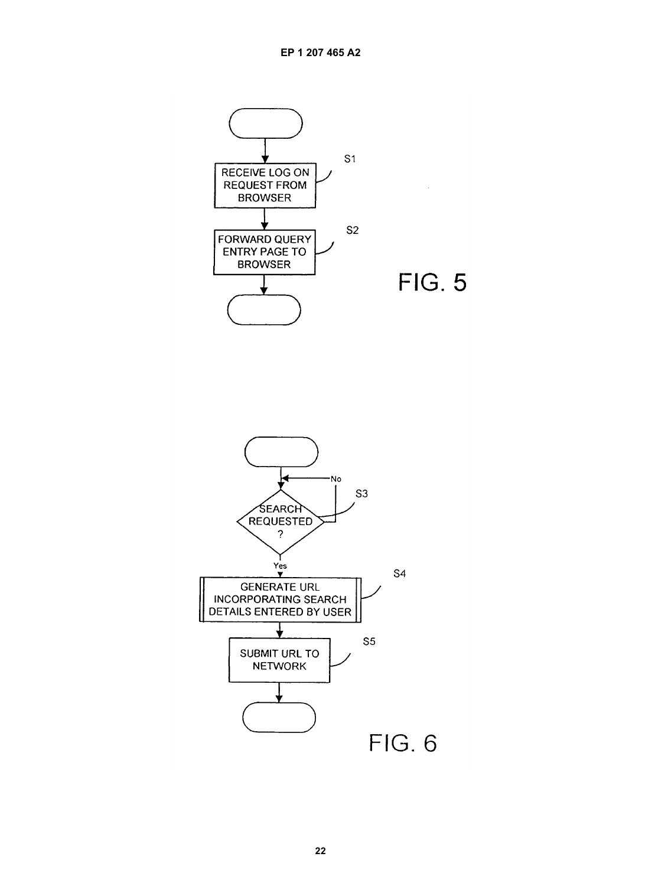RECEIVE LOG ON REQUEST FROM BROWSER

S1

FORWARD QUERY ENTRY PAGE TO BROWSER

S2

FIG. 5

SEARCH REQUESTED ?

No

S3

Yes

GENERATE URL INCORPORATING SEARCH DETAILS ENTERED BY USER

S4

SUBMIT URL TO NETWORK

S5

FIG. 6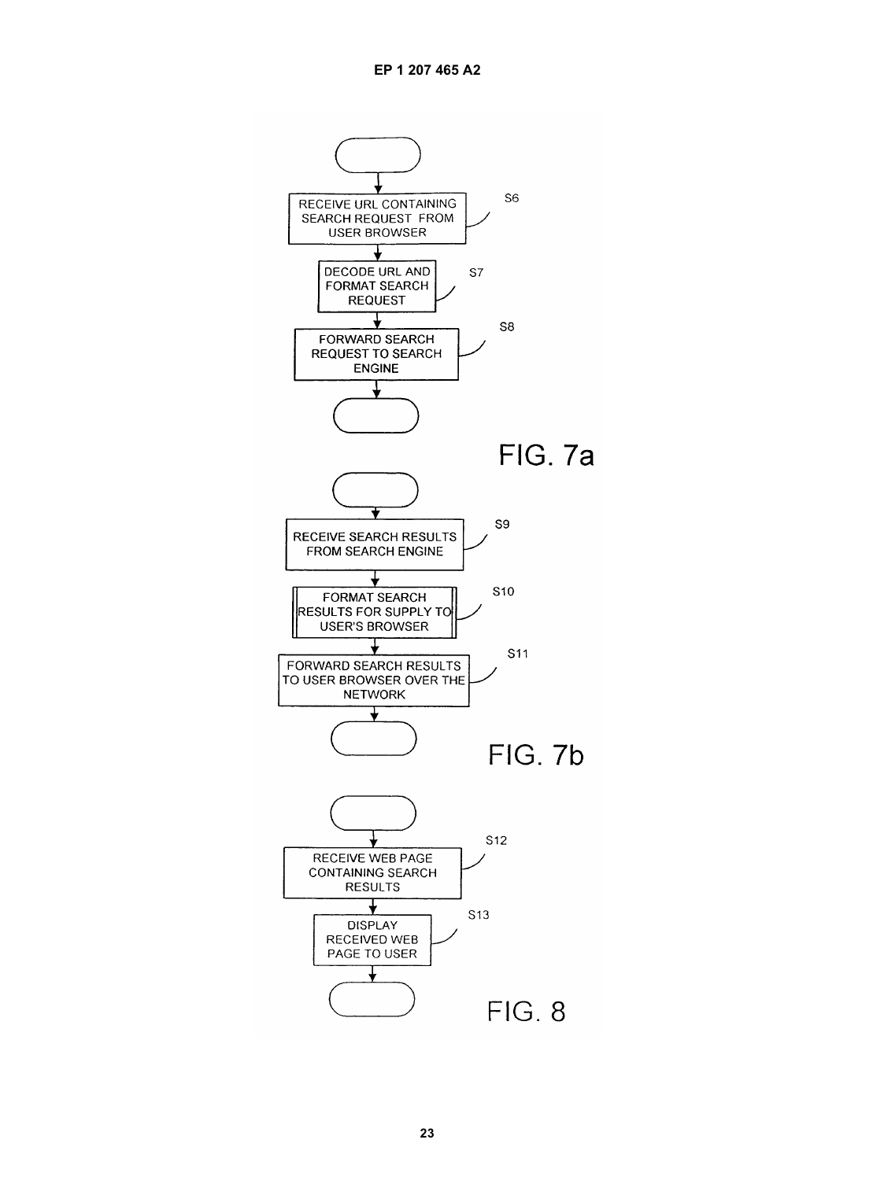RECEIVE URL CONTAINING SEARCH REQUEST FROM USER BROWSER — S6

DECODE URL AND FORMAT SEARCH REQUEST — S7

FORWARD SEARCH REQUEST TO SEARCH ENGINE — S8

FIG. 7a

RECEIVE SEARCH RESULTS FROM SEARCH ENGINE — S9

FORMAT SEARCH RESULTS FOR SUPPLY TO USER'S BROWSER — S10

FORWARD SEARCH RESULTS TO USER BROWSER OVER THE NETWORK — S11

FIG. 7b

RECEIVE WEB PAGE CONTAINING SEARCH RESULTS — S12

DISPLAY RECEIVED WEB PAGE TO USER — S13

FIG. 8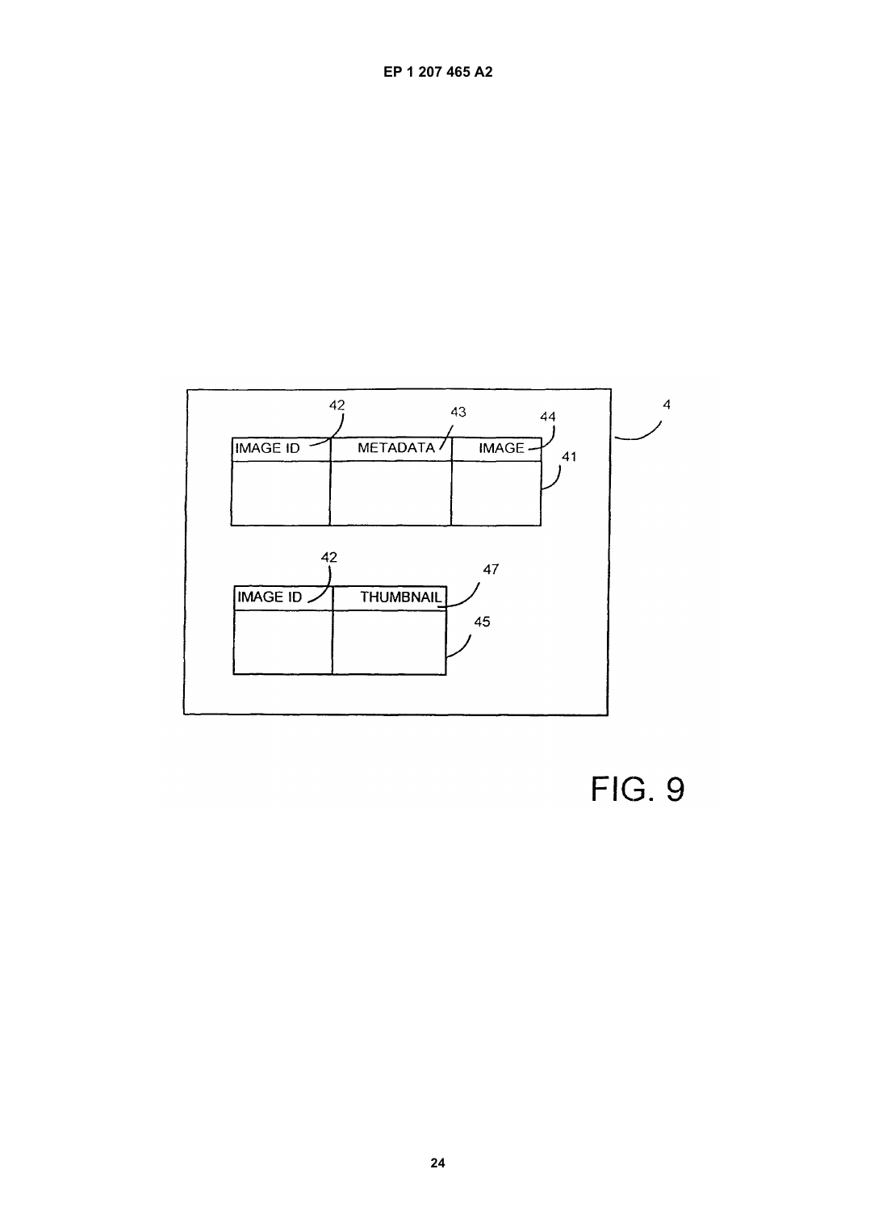| IMAGE ID | METADATA | IMAGE |
| --- | --- | --- |
| | | |

| IMAGE ID | THUMBNAIL |
| --- | --- |
| | |

FIG. 9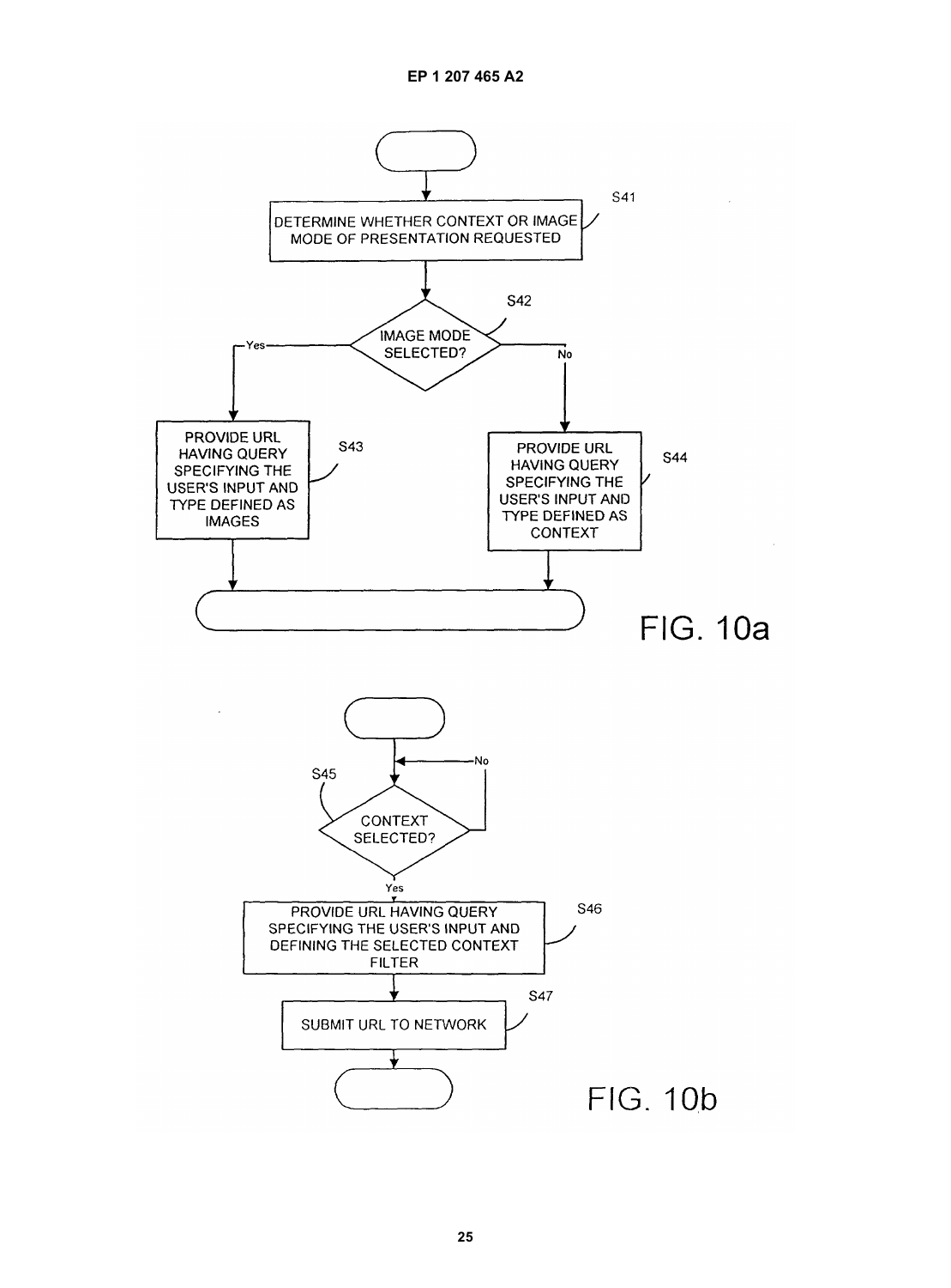S41 DETERMINE WHETHER CONTEXT OR IMAGE MODE OF PRESENTATION REQUESTED

S42 IMAGE MODE SELECTED?

Yes

No

S43 PROVIDE URL HAVING QUERY SPECIFYING THE USER'S INPUT AND TYPE DEFINED AS IMAGES

S44 PROVIDE URL HAVING QUERY SPECIFYING THE USER'S INPUT AND TYPE DEFINED AS CONTEXT

FIG. 10a

S45 CONTEXT SELECTED?

No

Yes

S46 PROVIDE URL HAVING QUERY SPECIFYING THE USER'S INPUT AND DEFINING THE SELECTED CONTEXT FILTER

S47 SUBMIT URL TO NETWORK

FIG. 10b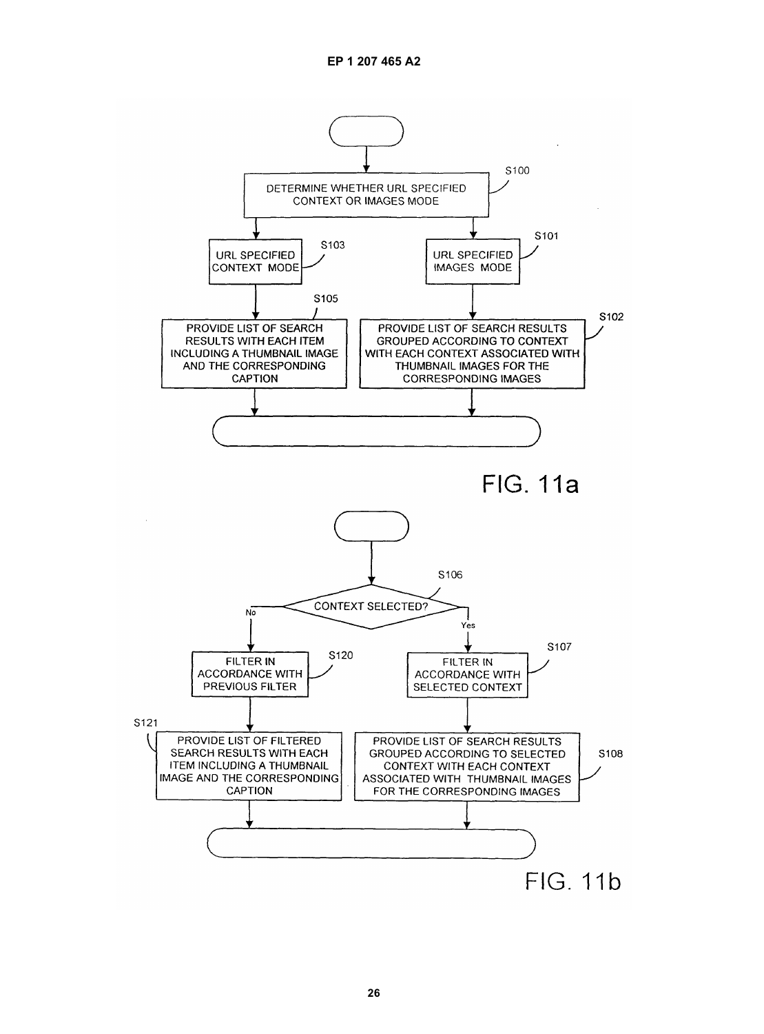S100: DETERMINE WHETHER URL SPECIFIED CONTEXT OR IMAGES MODE

S103: URL SPECIFIED CONTEXT MODE

S101: URL SPECIFIED IMAGES MODE

S105: PROVIDE LIST OF SEARCH RESULTS WITH EACH ITEM INCLUDING A THUMBNAIL IMAGE AND THE CORRESPONDING CAPTION

S102: PROVIDE LIST OF SEARCH RESULTS GROUPED ACCORDING TO CONTEXT WITH EACH CONTEXT ASSOCIATED WITH THUMBNAIL IMAGES FOR THE CORRESPONDING IMAGES

FIG. 11a

S106: CONTEXT SELECTED?

No

Yes

S120: FILTER IN ACCORDANCE WITH PREVIOUS FILTER

S107: FILTER IN ACCORDANCE WITH SELECTED CONTEXT

S121: PROVIDE LIST OF FILTERED SEARCH RESULTS WITH EACH ITEM INCLUDING A THUMBNAIL IMAGE AND THE CORRESPONDING CAPTION

S108: PROVIDE LIST OF SEARCH RESULTS GROUPED ACCORDING TO SELECTED CONTEXT WITH EACH CONTEXT ASSOCIATED WITH THUMBNAIL IMAGES FOR THE CORRESPONDING IMAGES

FIG. 11b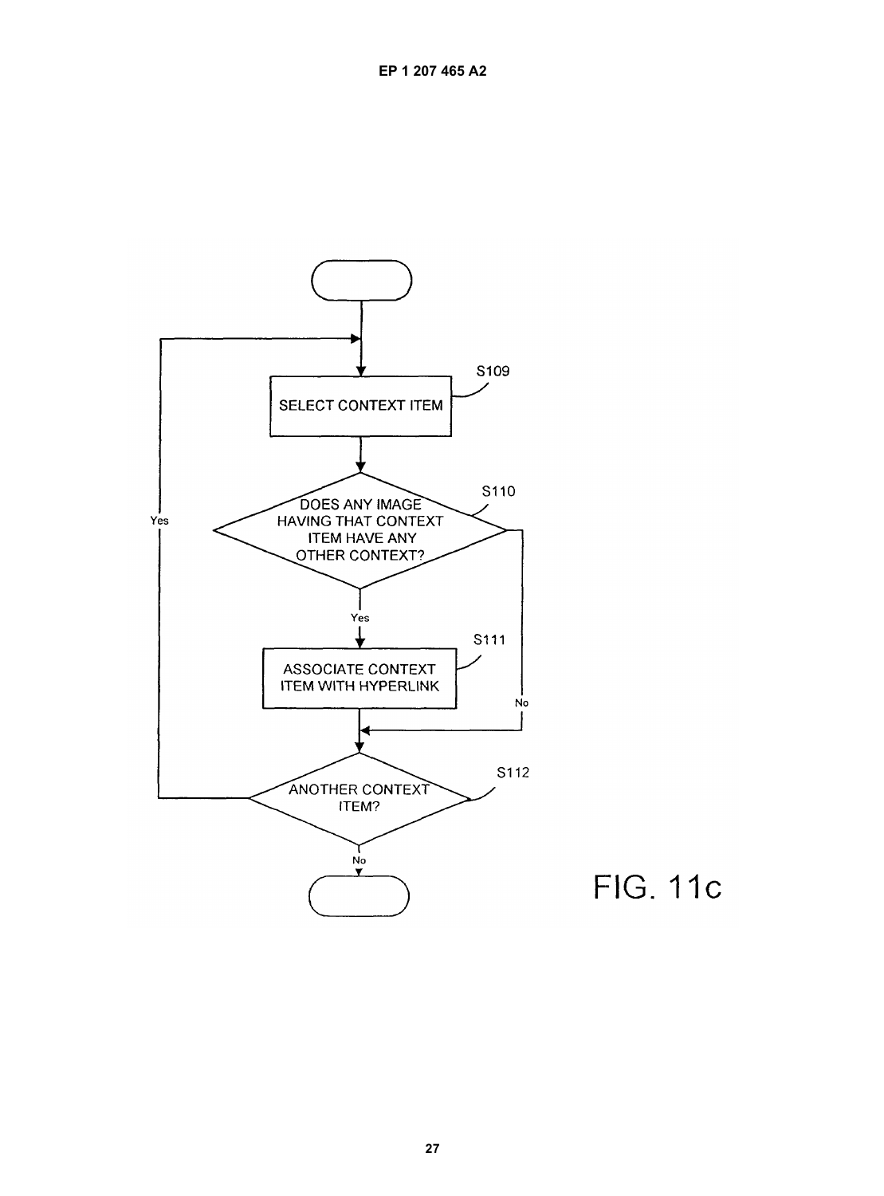```
        ( START )
            |
            v
+-----------------------+
| SELECT CONTEXT ITEM   |  S109
+-----------------------+
            |
            v
  < DOES ANY IMAGE HAVING THAT CONTEXT ITEM HAVE ANY OTHER CONTEXT? >  S110
       | Yes                                        | No
       v                                            |
+-----------------------+                           |
| ASSOCIATE CONTEXT     |  S111                     |
| ITEM WITH HYPERLINK   |                           |
+-----------------------+                           |
       |                                            |
       v<-------------------------------------------+
  < ANOTHER CONTEXT ITEM? >  S112
       | Yes -> return to S109
       | No
       v
    ( END )
```

FIG. 11c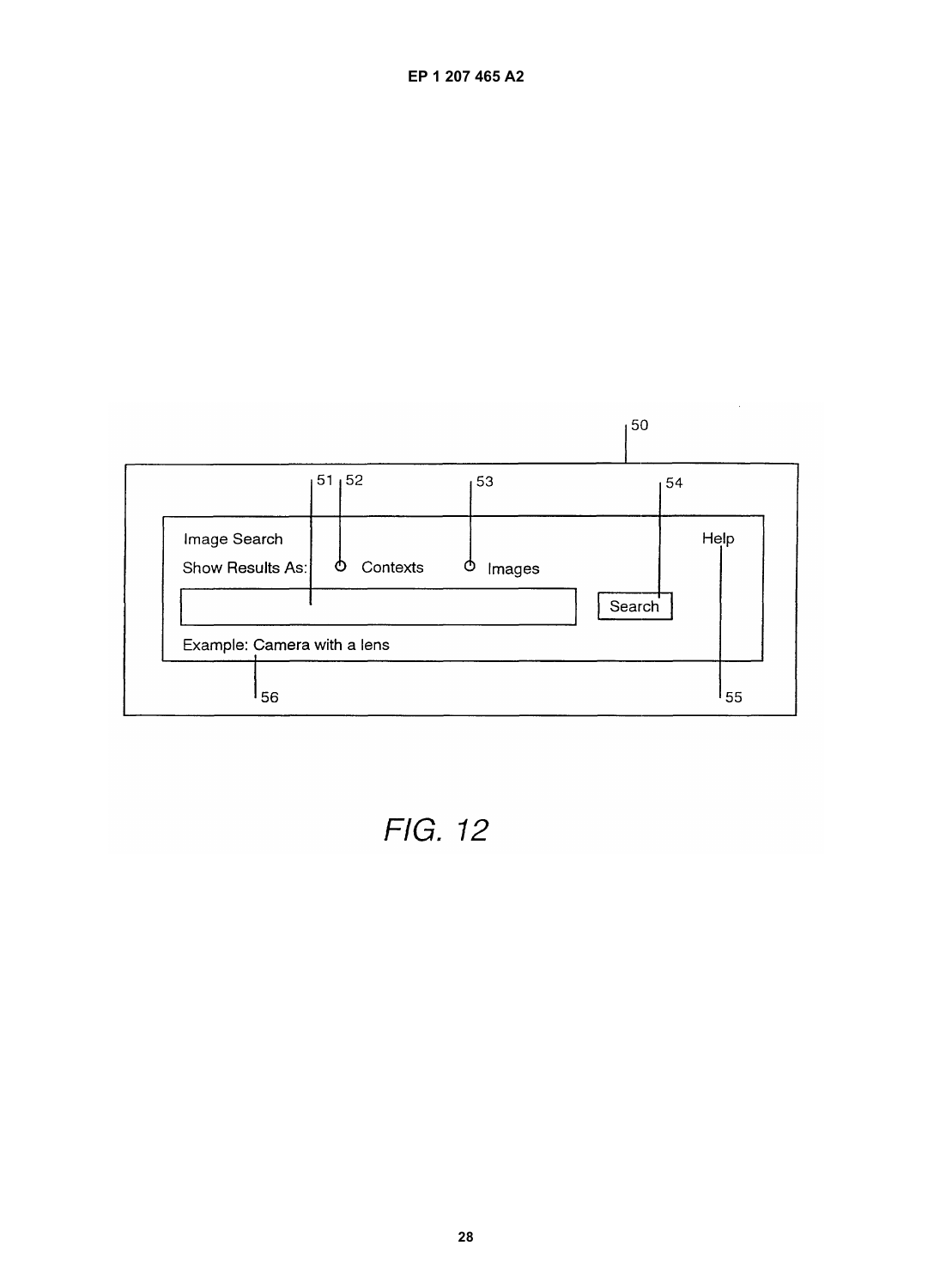Image Search

Show Results As: Contexts Images

Search

Help

Example: Camera with a lens

50 51 52 53 54 55 56

*FIG. 12*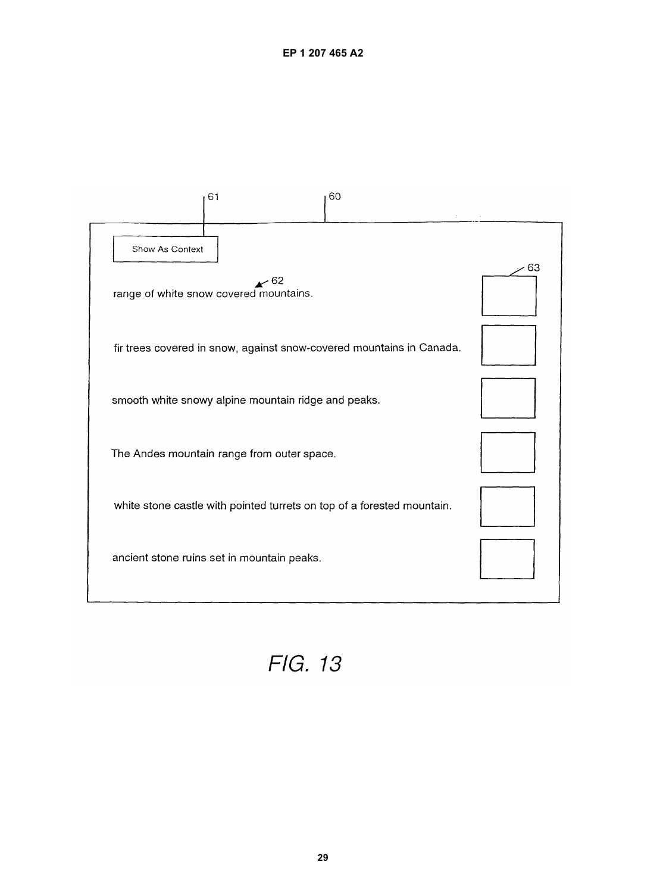61

60

Show As Context

62

63

range of white snow covered mountains.

fir trees covered in snow, against snow-covered mountains in Canada.

smooth white snowy alpine mountain ridge and peaks.

The Andes mountain range from outer space.

white stone castle with pointed turrets on top of a forested mountain.

ancient stone ruins set in mountain peaks.

*FIG. 13*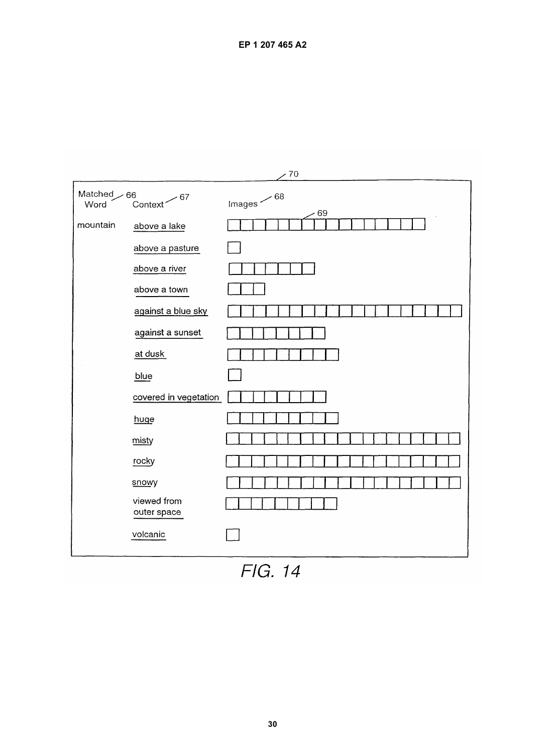| Matched Word (66) | Context (67) | Images (68) |
| --- | --- | --- |
| mountain | above a lake | 16 images |
| | above a pasture | 1 image |
| | above a river | 7 images |
| | above a town | 3 images |
| | against a blue sky | 19 images |
| | against a sunset | 8 images |
| | at dusk | 9 images |
| | blue | 1 image |
| | covered in vegetation | 8 images |
| | huge | 9 images |
| | misty | 19 images |
| | rocky | 19 images |
| | snowy | 19 images |
| | viewed from outer space | 9 images |
| | volcanic | 1 image |

Reference numerals: 70 (display), 69 (image).

FIG. 14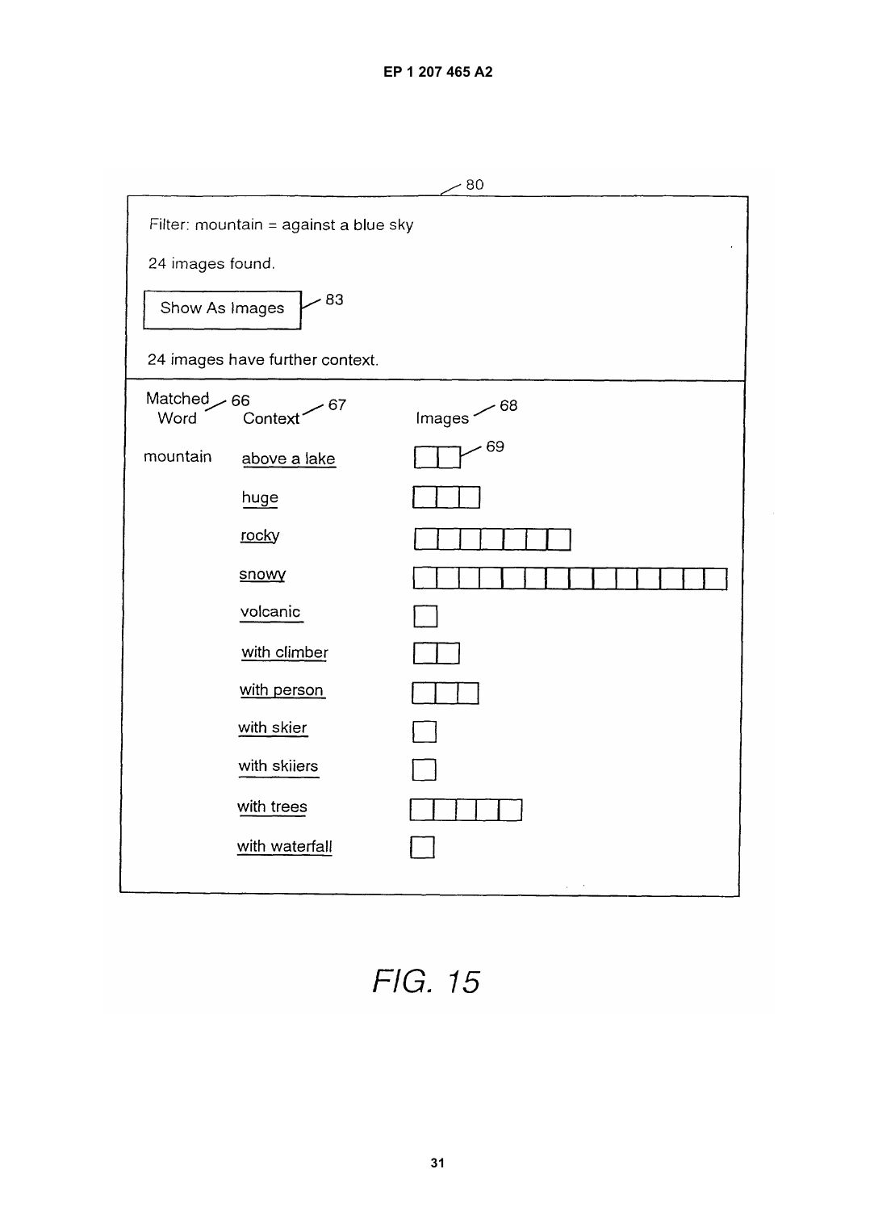80

Filter: mountain = against a blue sky

24 images found.

Show As Images 83

24 images have further context.

| Matched Word 66 | Context 67 | Images 68 |
|---|---|---|
| mountain | above a lake | ☐☐ 69 |
| | huge | ☐☐☐ |
| | rocky | ☐☐☐☐☐☐☐ |
| | snowy | ☐☐☐☐☐☐☐☐☐☐☐☐☐☐ |
| | volcanic | ☐ |
| | with climber | ☐☐ |
| | with person | ☐☐☐ |
| | with skier | ☐ |
| | with skiiers | ☐ |
| | with trees | ☐☐☐☐☐ |
| | with waterfall | ☐ |

*FIG. 15*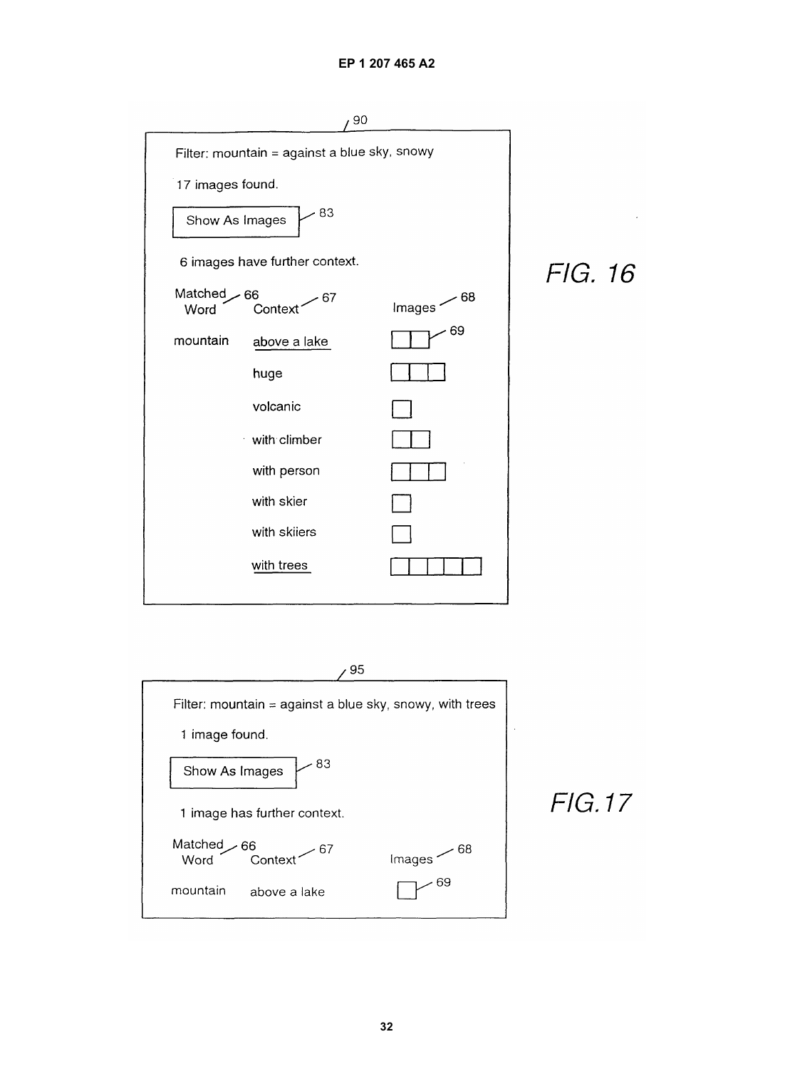90

Filter: mountain = against a blue sky, snowy

17 images found.

Show As Images 83

6 images have further context.

| Matched Word 66 | Context 67 | Images 68 |
|---|---|---|
| mountain | above a lake | 69 |
| | huge | |
| | volcanic | |
| | with climber | |
| | with person | |
| | with skier | |
| | with skiiers | |
| | with trees | |

FIG. 16

95

Filter: mountain = against a blue sky, snowy, with trees

1 image found.

Show As Images 83

1 image has further context.

| Matched Word 66 | Context 67 | Images 68 |
|---|---|---|
| mountain | above a lake | 69 |

FIG. 17